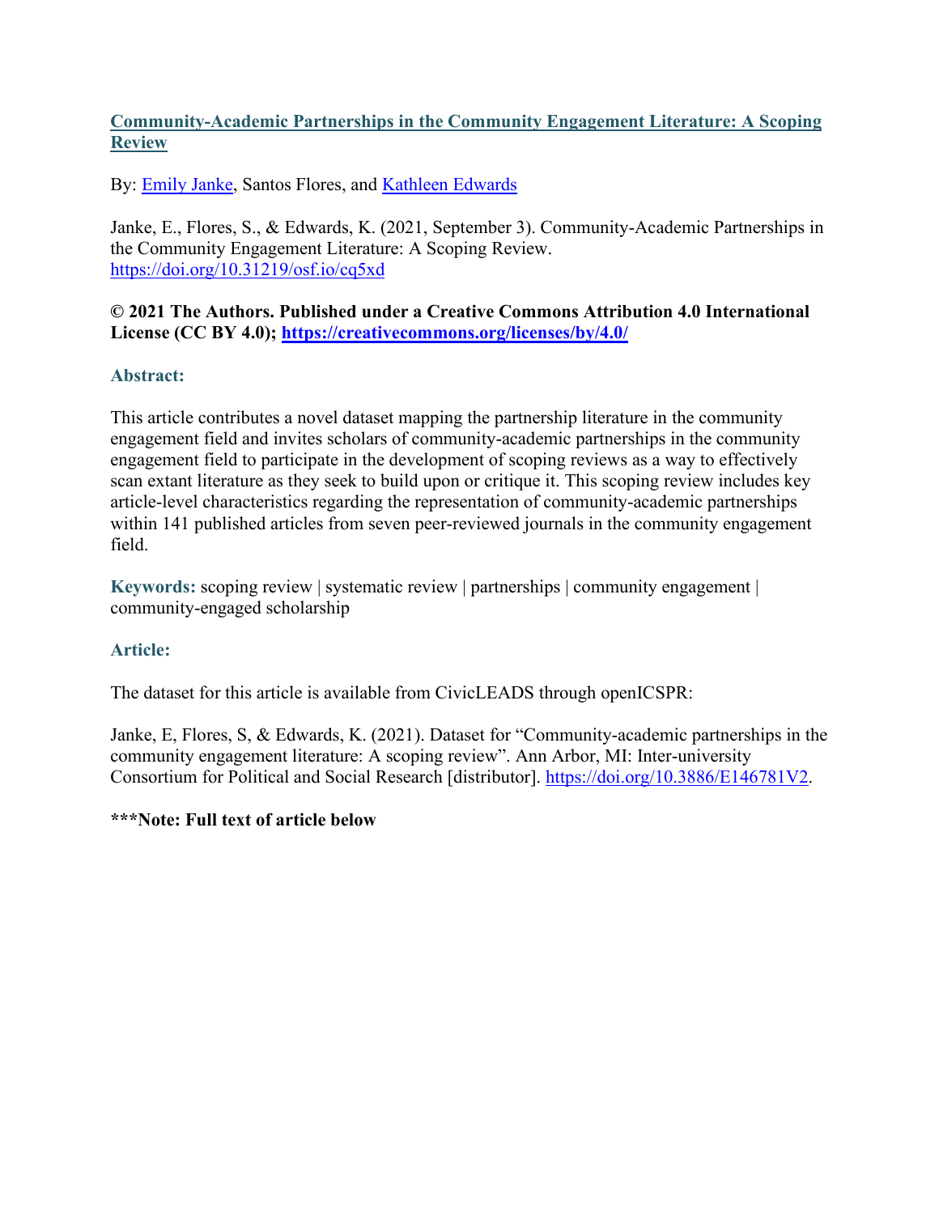# [Community-Academic Partnerships in the Community Engagement Literature: A Scoping Review](#)

By: [Emily Janke](#), Santos Flores, and [Kathleen Edwards](#)

Janke, E., Flores, S., & Edwards, K. (2021, September 3). Community-Academic Partnerships in the Community Engagement Literature: A Scoping Review. [https://doi.org/10.31219/osf.io/cq5xd](https://doi.org/10.31219/osf.io/cq5xd)

**© 2021 The Authors. Published under a Creative Commons Attribution 4.0 International License (CC BY 4.0); [https://creativecommons.org/licenses/by/4.0/](https://creativecommons.org/licenses/by/4.0/)**

## Abstract:

This article contributes a novel dataset mapping the partnership literature in the community engagement field and invites scholars of community-academic partnerships in the community engagement field to participate in the development of scoping reviews as a way to effectively scan extant literature as they seek to build upon or critique it. This scoping review includes key article-level characteristics regarding the representation of community-academic partnerships within 141 published articles from seven peer-reviewed journals in the community engagement field.

**Keywords:** scoping review | systematic review | partnerships | community engagement | community-engaged scholarship

## Article:

The dataset for this article is available from CivicLEADS through openICSPR:

Janke, E, Flores, S, & Edwards, K. (2021). Dataset for "Community-academic partnerships in the community engagement literature: A scoping review". Ann Arbor, MI: Inter-university Consortium for Political and Social Research [distributor]. [https://doi.org/10.3886/E146781V2](https://doi.org/10.3886/E146781V2).

**\*\*\*Note: Full text of article below**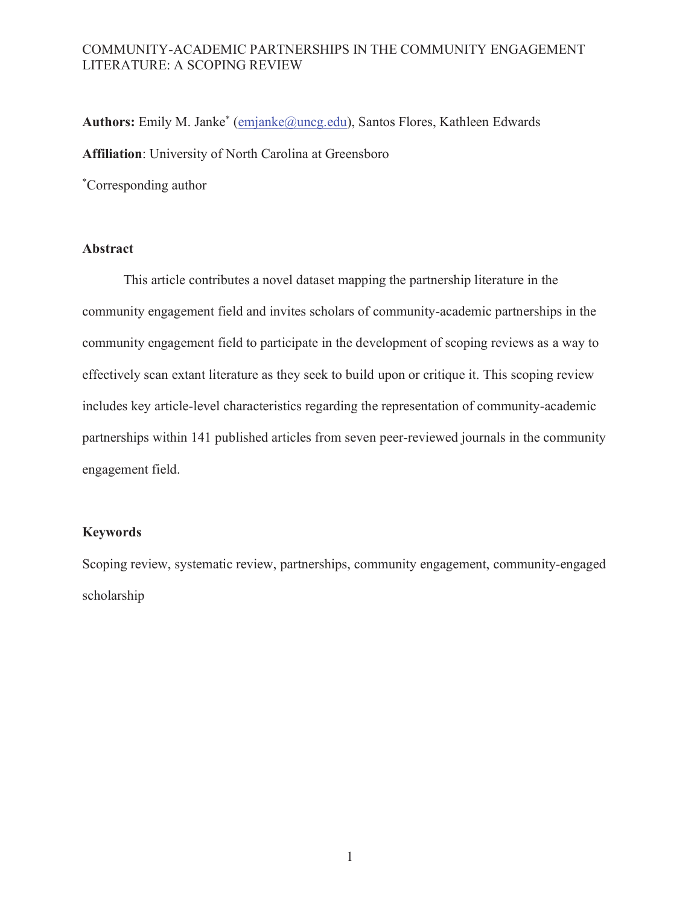# COMMUNITY-ACADEMIC PARTNERSHIPS IN THE COMMUNITY ENGAGEMENT LITERATURE: A SCOPING REVIEW

**Authors:** Emily M. Janke* (emjanke@uncg.edu), Santos Flores, Kathleen Edwards

**Affiliation**: University of North Carolina at Greensboro

*Corresponding author

## Abstract

This article contributes a novel dataset mapping the partnership literature in the community engagement field and invites scholars of community-academic partnerships in the community engagement field to participate in the development of scoping reviews as a way to effectively scan extant literature as they seek to build upon or critique it. This scoping review includes key article-level characteristics regarding the representation of community-academic partnerships within 141 published articles from seven peer-reviewed journals in the community engagement field.

## Keywords

Scoping review, systematic review, partnerships, community engagement, community-engaged scholarship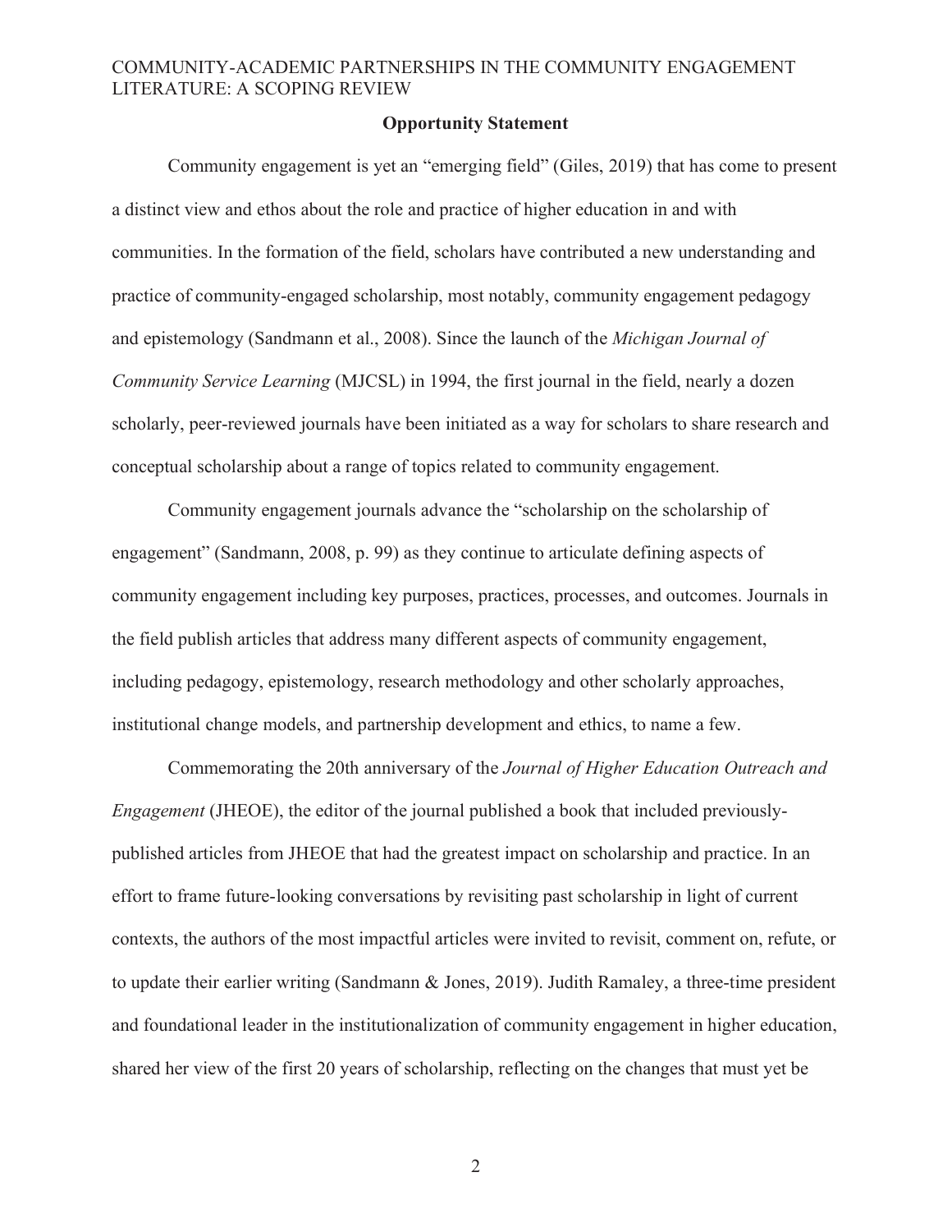## Opportunity Statement

Community engagement is yet an "emerging field" (Giles, 2019) that has come to present a distinct view and ethos about the role and practice of higher education in and with communities. In the formation of the field, scholars have contributed a new understanding and practice of community-engaged scholarship, most notably, community engagement pedagogy and epistemology (Sandmann et al., 2008). Since the launch of the *Michigan Journal of Community Service Learning* (MJCSL) in 1994, the first journal in the field, nearly a dozen scholarly, peer-reviewed journals have been initiated as a way for scholars to share research and conceptual scholarship about a range of topics related to community engagement.

Community engagement journals advance the "scholarship on the scholarship of engagement" (Sandmann, 2008, p. 99) as they continue to articulate defining aspects of community engagement including key purposes, practices, processes, and outcomes. Journals in the field publish articles that address many different aspects of community engagement, including pedagogy, epistemology, research methodology and other scholarly approaches, institutional change models, and partnership development and ethics, to name a few.

Commemorating the 20th anniversary of the *Journal of Higher Education Outreach and Engagement* (JHEOE), the editor of the journal published a book that included previously-published articles from JHEOE that had the greatest impact on scholarship and practice. In an effort to frame future-looking conversations by revisiting past scholarship in light of current contexts, the authors of the most impactful articles were invited to revisit, comment on, refute, or to update their earlier writing (Sandmann & Jones, 2019). Judith Ramaley, a three-time president and foundational leader in the institutionalization of community engagement in higher education, shared her view of the first 20 years of scholarship, reflecting on the changes that must yet be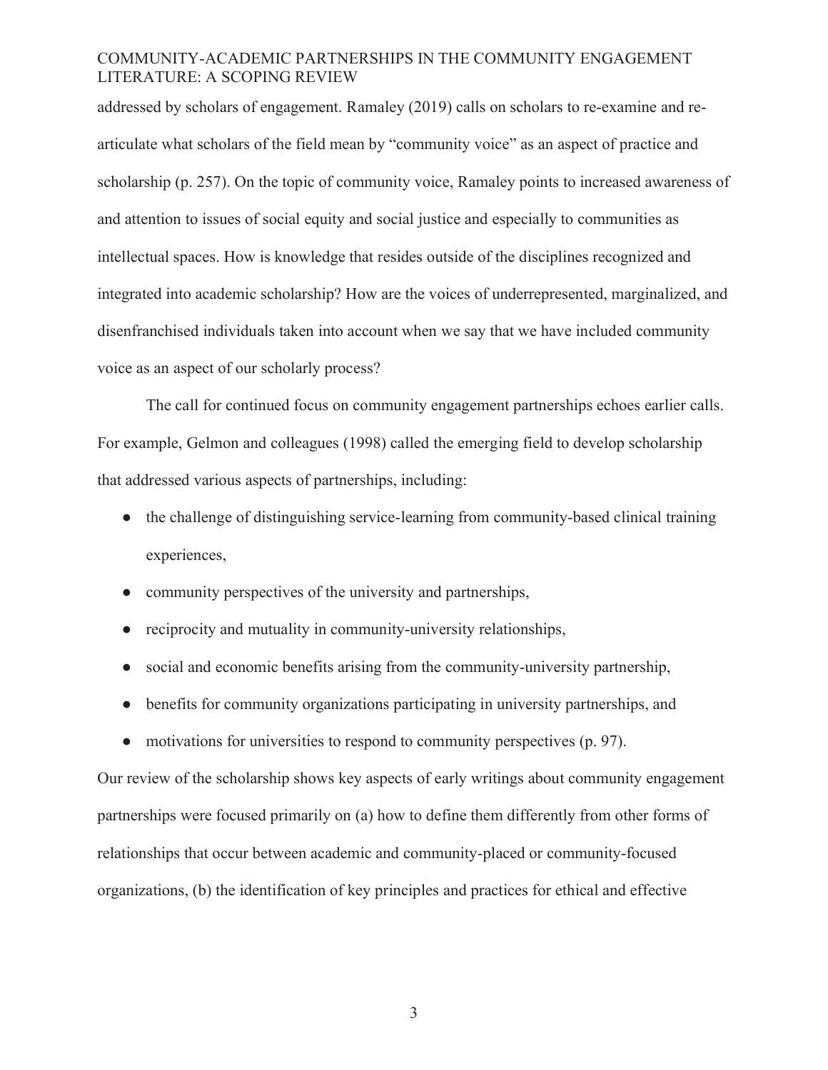addressed by scholars of engagement. Ramaley (2019) calls on scholars to re-examine and re-articulate what scholars of the field mean by "community voice" as an aspect of practice and scholarship (p. 257). On the topic of community voice, Ramaley points to increased awareness of and attention to issues of social equity and social justice and especially to communities as intellectual spaces. How is knowledge that resides outside of the disciplines recognized and integrated into academic scholarship? How are the voices of underrepresented, marginalized, and disenfranchised individuals taken into account when we say that we have included community voice as an aspect of our scholarly process?

The call for continued focus on community engagement partnerships echoes earlier calls. For example, Gelmon and colleagues (1998) called the emerging field to develop scholarship that addressed various aspects of partnerships, including:

- the challenge of distinguishing service-learning from community-based clinical training experiences,
- community perspectives of the university and partnerships,
- reciprocity and mutuality in community-university relationships,
- social and economic benefits arising from the community-university partnership,
- benefits for community organizations participating in university partnerships, and
- motivations for universities to respond to community perspectives (p. 97).

Our review of the scholarship shows key aspects of early writings about community engagement partnerships were focused primarily on (a) how to define them differently from other forms of relationships that occur between academic and community-placed or community-focused organizations, (b) the identification of key principles and practices for ethical and effective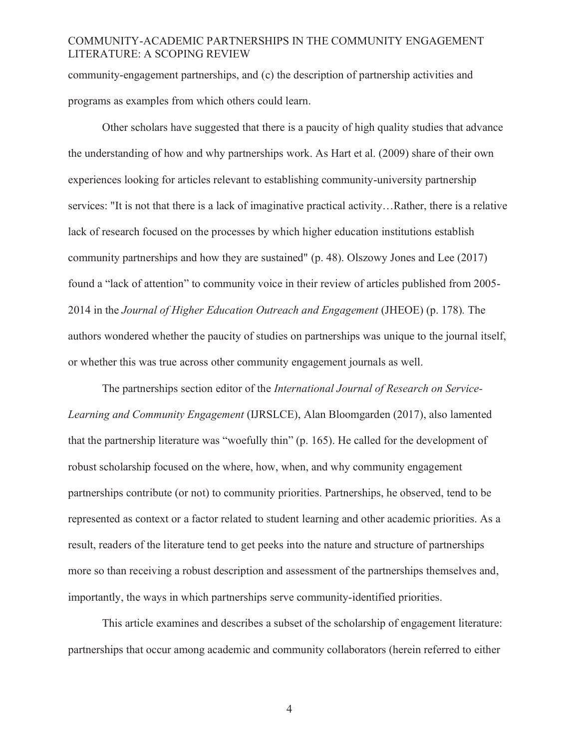community-engagement partnerships, and (c) the description of partnership activities and programs as examples from which others could learn.

Other scholars have suggested that there is a paucity of high quality studies that advance the understanding of how and why partnerships work. As Hart et al. (2009) share of their own experiences looking for articles relevant to establishing community-university partnership services: "It is not that there is a lack of imaginative practical activity…Rather, there is a relative lack of research focused on the processes by which higher education institutions establish community partnerships and how they are sustained" (p. 48). Olszowy Jones and Lee (2017) found a "lack of attention" to community voice in their review of articles published from 2005-2014 in the *Journal of Higher Education Outreach and Engagement* (JHEOE) (p. 178). The authors wondered whether the paucity of studies on partnerships was unique to the journal itself, or whether this was true across other community engagement journals as well.

The partnerships section editor of the *International Journal of Research on Service-Learning and Community Engagement* (IJRSLCE), Alan Bloomgarden (2017), also lamented that the partnership literature was "woefully thin" (p. 165). He called for the development of robust scholarship focused on the where, how, when, and why community engagement partnerships contribute (or not) to community priorities. Partnerships, he observed, tend to be represented as context or a factor related to student learning and other academic priorities. As a result, readers of the literature tend to get peeks into the nature and structure of partnerships more so than receiving a robust description and assessment of the partnerships themselves and, importantly, the ways in which partnerships serve community-identified priorities.

This article examines and describes a subset of the scholarship of engagement literature: partnerships that occur among academic and community collaborators (herein referred to either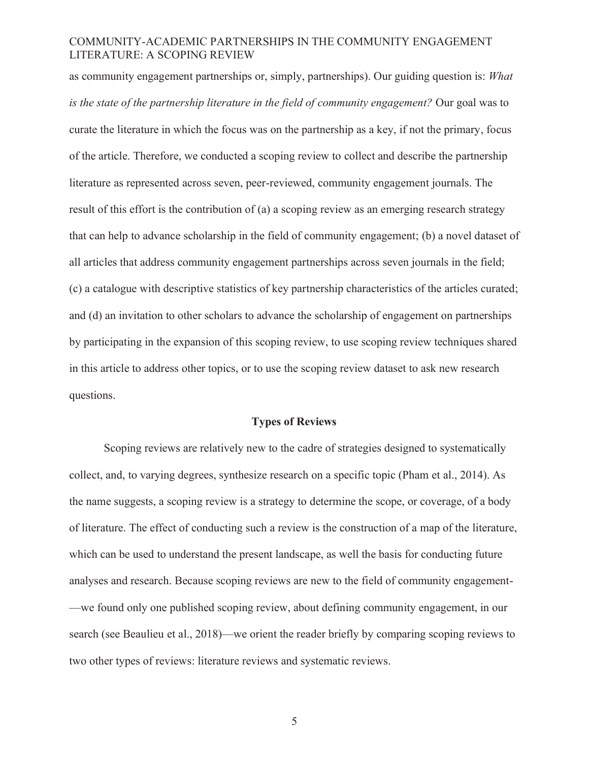as community engagement partnerships or, simply, partnerships). Our guiding question is: *What is the state of the partnership literature in the field of community engagement?* Our goal was to curate the literature in which the focus was on the partnership as a key, if not the primary, focus of the article. Therefore, we conducted a scoping review to collect and describe the partnership literature as represented across seven, peer-reviewed, community engagement journals. The result of this effort is the contribution of (a) a scoping review as an emerging research strategy that can help to advance scholarship in the field of community engagement; (b) a novel dataset of all articles that address community engagement partnerships across seven journals in the field; (c) a catalogue with descriptive statistics of key partnership characteristics of the articles curated; and (d) an invitation to other scholars to advance the scholarship of engagement on partnerships by participating in the expansion of this scoping review, to use scoping review techniques shared in this article to address other topics, or to use the scoping review dataset to ask new research questions.

## Types of Reviews

Scoping reviews are relatively new to the cadre of strategies designed to systematically collect, and, to varying degrees, synthesize research on a specific topic (Pham et al., 2014). As the name suggests, a scoping review is a strategy to determine the scope, or coverage, of a body of literature. The effect of conducting such a review is the construction of a map of the literature, which can be used to understand the present landscape, as well the basis for conducting future analyses and research. Because scoping reviews are new to the field of community engagement-—we found only one published scoping review, about defining community engagement, in our search (see Beaulieu et al., 2018)—we orient the reader briefly by comparing scoping reviews to two other types of reviews: literature reviews and systematic reviews.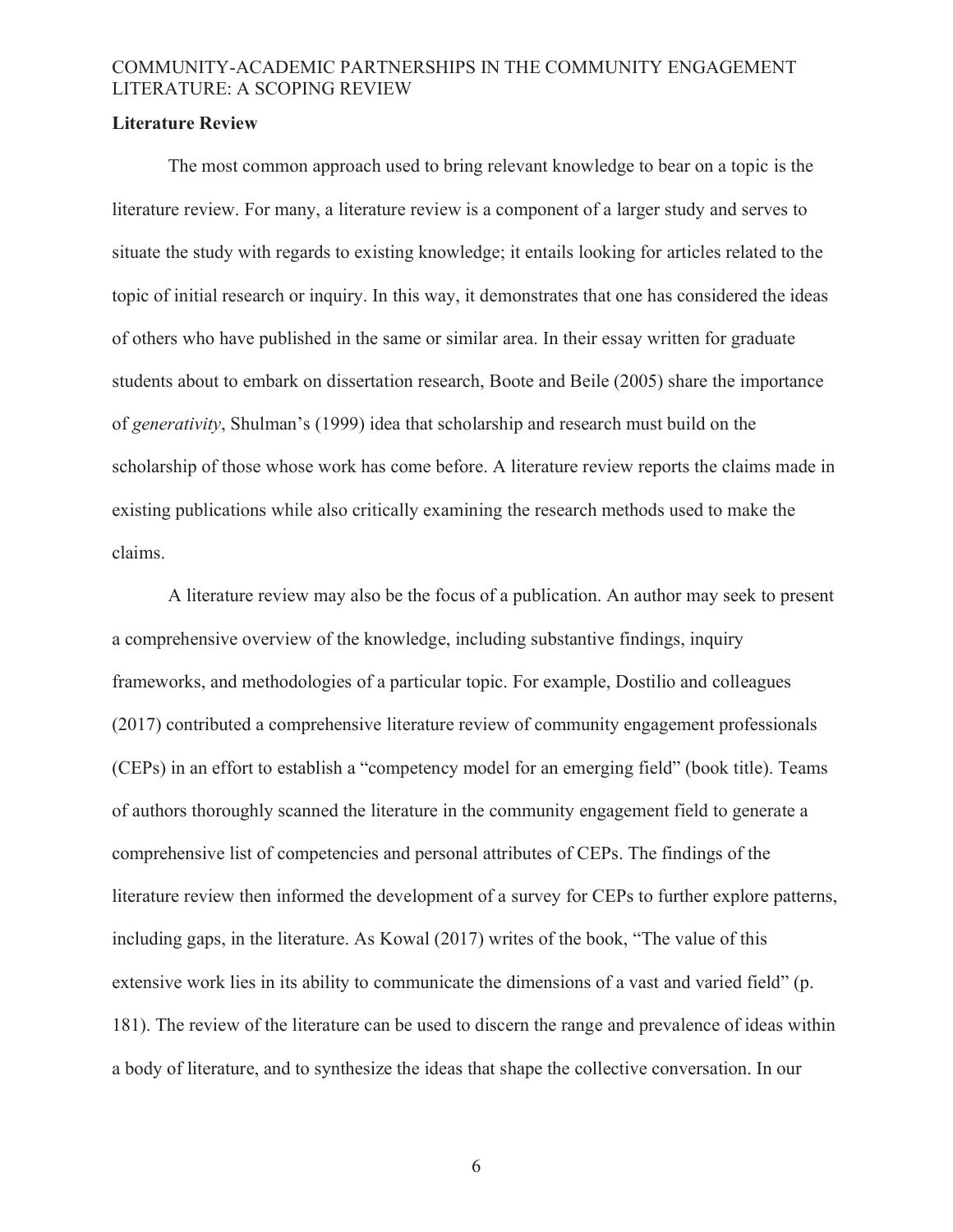**Literature Review**

The most common approach used to bring relevant knowledge to bear on a topic is the literature review. For many, a literature review is a component of a larger study and serves to situate the study with regards to existing knowledge; it entails looking for articles related to the topic of initial research or inquiry. In this way, it demonstrates that one has considered the ideas of others who have published in the same or similar area. In their essay written for graduate students about to embark on dissertation research, Boote and Beile (2005) share the importance of *generativity*, Shulman's (1999) idea that scholarship and research must build on the scholarship of those whose work has come before. A literature review reports the claims made in existing publications while also critically examining the research methods used to make the claims.

A literature review may also be the focus of a publication. An author may seek to present a comprehensive overview of the knowledge, including substantive findings, inquiry frameworks, and methodologies of a particular topic. For example, Dostilio and colleagues (2017) contributed a comprehensive literature review of community engagement professionals (CEPs) in an effort to establish a "competency model for an emerging field" (book title). Teams of authors thoroughly scanned the literature in the community engagement field to generate a comprehensive list of competencies and personal attributes of CEPs. The findings of the literature review then informed the development of a survey for CEPs to further explore patterns, including gaps, in the literature. As Kowal (2017) writes of the book, "The value of this extensive work lies in its ability to communicate the dimensions of a vast and varied field" (p. 181). The review of the literature can be used to discern the range and prevalence of ideas within a body of literature, and to synthesize the ideas that shape the collective conversation. In our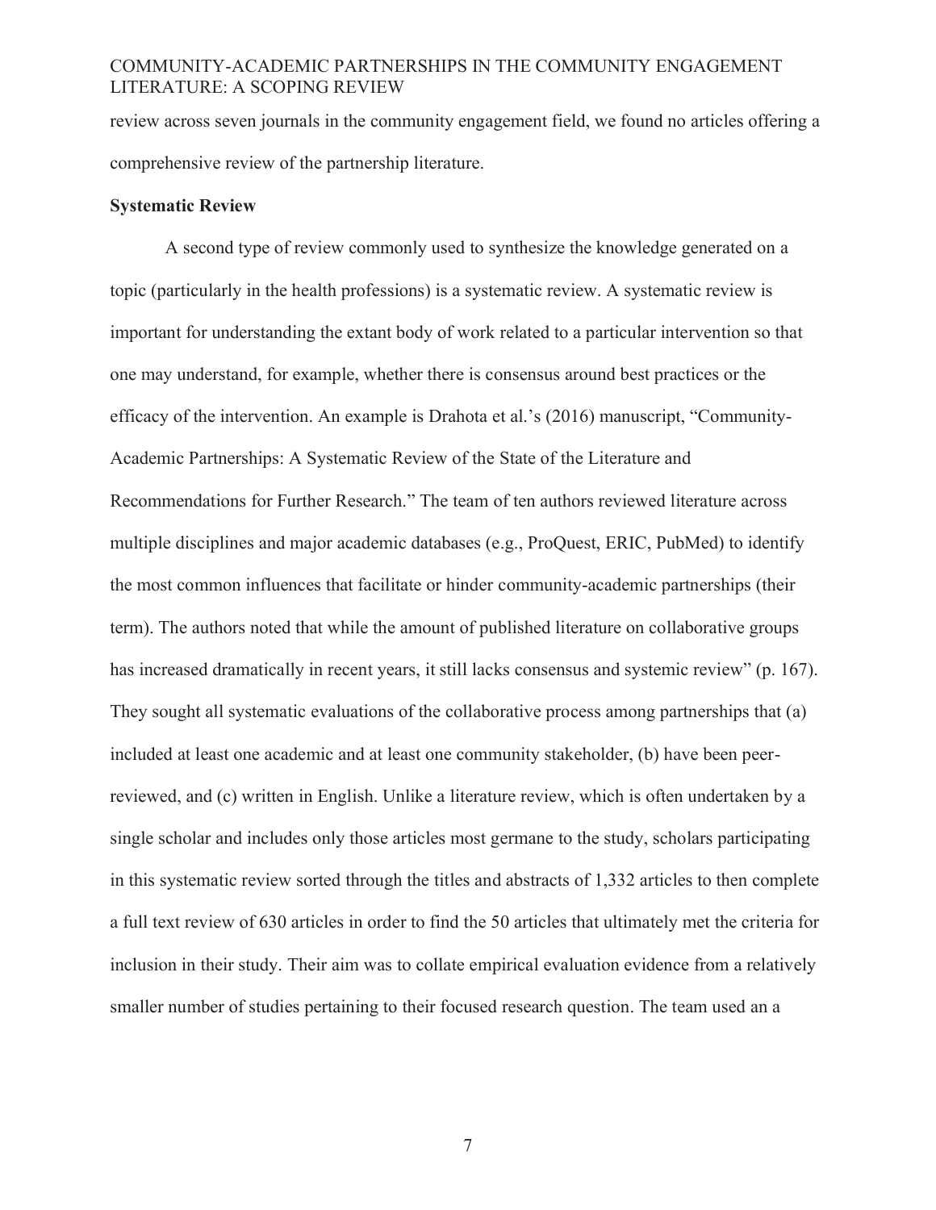review across seven journals in the community engagement field, we found no articles offering a comprehensive review of the partnership literature.

**Systematic Review**

A second type of review commonly used to synthesize the knowledge generated on a topic (particularly in the health professions) is a systematic review. A systematic review is important for understanding the extant body of work related to a particular intervention so that one may understand, for example, whether there is consensus around best practices or the efficacy of the intervention. An example is Drahota et al.'s (2016) manuscript, "Community-Academic Partnerships: A Systematic Review of the State of the Literature and Recommendations for Further Research." The team of ten authors reviewed literature across multiple disciplines and major academic databases (e.g., ProQuest, ERIC, PubMed) to identify the most common influences that facilitate or hinder community-academic partnerships (their term). The authors noted that while the amount of published literature on collaborative groups has increased dramatically in recent years, it still lacks consensus and systemic review" (p. 167). They sought all systematic evaluations of the collaborative process among partnerships that (a) included at least one academic and at least one community stakeholder, (b) have been peer-reviewed, and (c) written in English. Unlike a literature review, which is often undertaken by a single scholar and includes only those articles most germane to the study, scholars participating in this systematic review sorted through the titles and abstracts of 1,332 articles to then complete a full text review of 630 articles in order to find the 50 articles that ultimately met the criteria for inclusion in their study. Their aim was to collate empirical evaluation evidence from a relatively smaller number of studies pertaining to their focused research question. The team used an a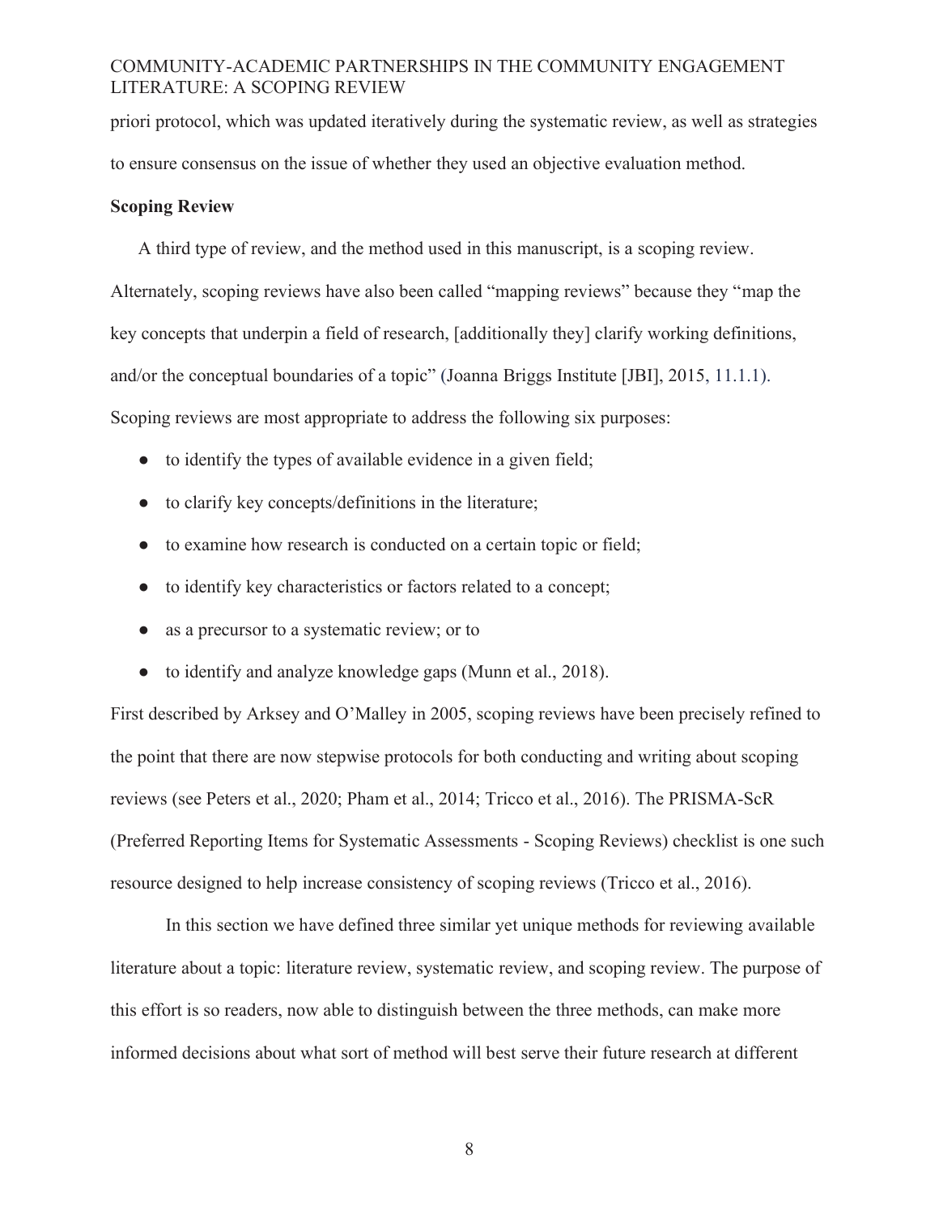priori protocol, which was updated iteratively during the systematic review, as well as strategies to ensure consensus on the issue of whether they used an objective evaluation method.

### Scoping Review

A third type of review, and the method used in this manuscript, is a scoping review. Alternately, scoping reviews have also been called "mapping reviews" because they "map the key concepts that underpin a field of research, [additionally they] clarify working definitions, and/or the conceptual boundaries of a topic" (Joanna Briggs Institute [JBI], 2015, 11.1.1). Scoping reviews are most appropriate to address the following six purposes:

- to identify the types of available evidence in a given field;
- to clarify key concepts/definitions in the literature;
- to examine how research is conducted on a certain topic or field;
- to identify key characteristics or factors related to a concept;
- as a precursor to a systematic review; or to
- to identify and analyze knowledge gaps (Munn et al., 2018).

First described by Arksey and O'Malley in 2005, scoping reviews have been precisely refined to the point that there are now stepwise protocols for both conducting and writing about scoping reviews (see Peters et al., 2020; Pham et al., 2014; Tricco et al., 2016). The PRISMA-ScR (Preferred Reporting Items for Systematic Assessments - Scoping Reviews) checklist is one such resource designed to help increase consistency of scoping reviews (Tricco et al., 2016).

In this section we have defined three similar yet unique methods for reviewing available literature about a topic: literature review, systematic review, and scoping review. The purpose of this effort is so readers, now able to distinguish between the three methods, can make more informed decisions about what sort of method will best serve their future research at different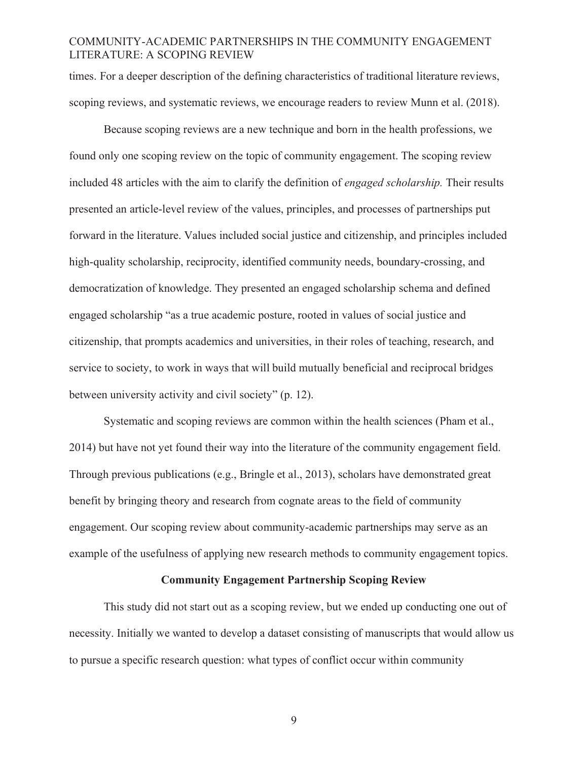times. For a deeper description of the defining characteristics of traditional literature reviews, scoping reviews, and systematic reviews, we encourage readers to review Munn et al. (2018).

Because scoping reviews are a new technique and born in the health professions, we found only one scoping review on the topic of community engagement. The scoping review included 48 articles with the aim to clarify the definition of *engaged scholarship.* Their results presented an article-level review of the values, principles, and processes of partnerships put forward in the literature. Values included social justice and citizenship, and principles included high-quality scholarship, reciprocity, identified community needs, boundary-crossing, and democratization of knowledge. They presented an engaged scholarship schema and defined engaged scholarship "as a true academic posture, rooted in values of social justice and citizenship, that prompts academics and universities, in their roles of teaching, research, and service to society, to work in ways that will build mutually beneficial and reciprocal bridges between university activity and civil society" (p. 12).

Systematic and scoping reviews are common within the health sciences (Pham et al., 2014) but have not yet found their way into the literature of the community engagement field. Through previous publications (e.g., Bringle et al., 2013), scholars have demonstrated great benefit by bringing theory and research from cognate areas to the field of community engagement. Our scoping review about community-academic partnerships may serve as an example of the usefulness of applying new research methods to community engagement topics.

## Community Engagement Partnership Scoping Review

This study did not start out as a scoping review, but we ended up conducting one out of necessity. Initially we wanted to develop a dataset consisting of manuscripts that would allow us to pursue a specific research question: what types of conflict occur within community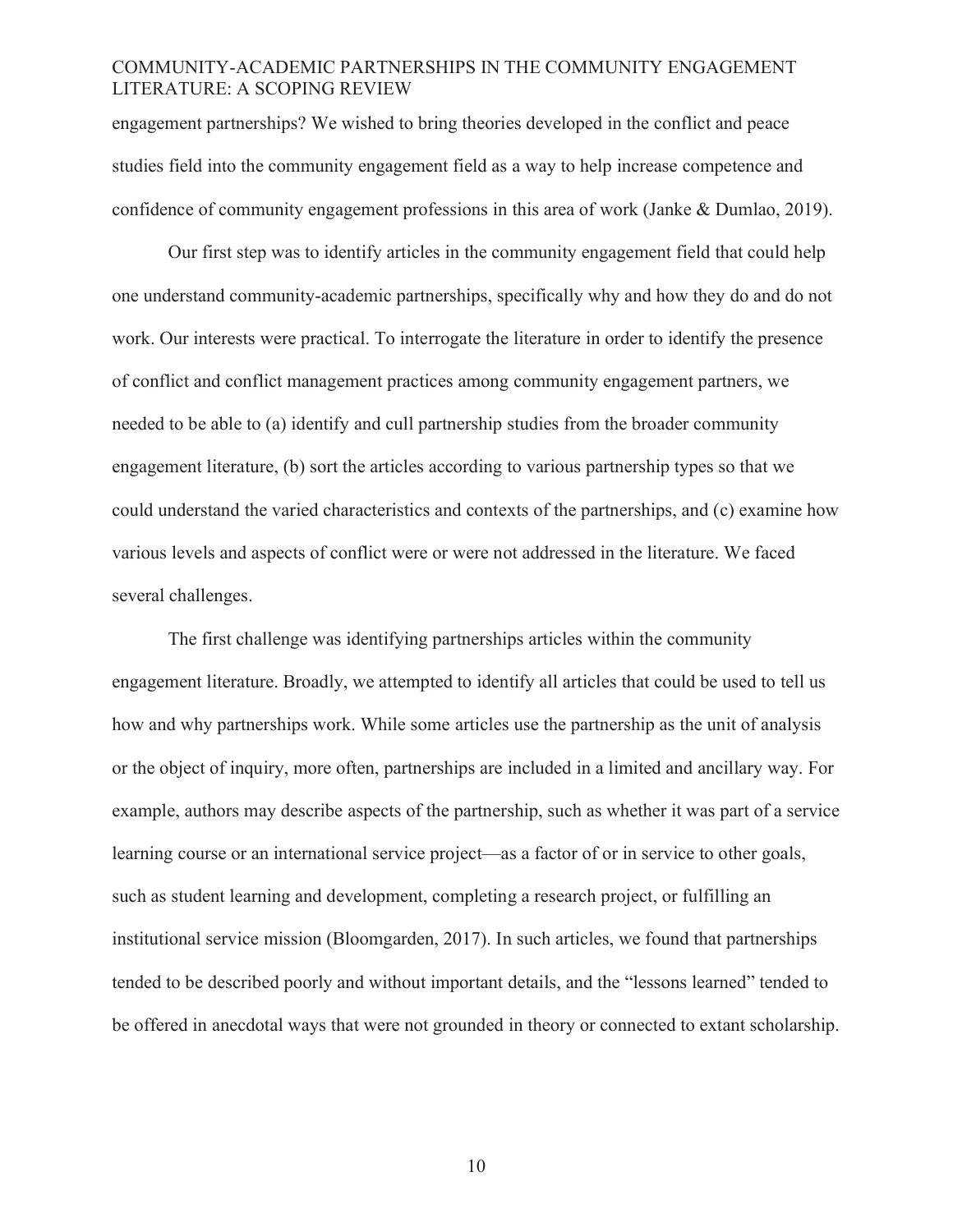engagement partnerships? We wished to bring theories developed in the conflict and peace studies field into the community engagement field as a way to help increase competence and confidence of community engagement professions in this area of work (Janke & Dumlao, 2019).

Our first step was to identify articles in the community engagement field that could help one understand community-academic partnerships, specifically why and how they do and do not work. Our interests were practical. To interrogate the literature in order to identify the presence of conflict and conflict management practices among community engagement partners, we needed to be able to (a) identify and cull partnership studies from the broader community engagement literature, (b) sort the articles according to various partnership types so that we could understand the varied characteristics and contexts of the partnerships, and (c) examine how various levels and aspects of conflict were or were not addressed in the literature. We faced several challenges.

The first challenge was identifying partnerships articles within the community engagement literature. Broadly, we attempted to identify all articles that could be used to tell us how and why partnerships work. While some articles use the partnership as the unit of analysis or the object of inquiry, more often, partnerships are included in a limited and ancillary way. For example, authors may describe aspects of the partnership, such as whether it was part of a service learning course or an international service project—as a factor of or in service to other goals, such as student learning and development, completing a research project, or fulfilling an institutional service mission (Bloomgarden, 2017). In such articles, we found that partnerships tended to be described poorly and without important details, and the "lessons learned" tended to be offered in anecdotal ways that were not grounded in theory or connected to extant scholarship.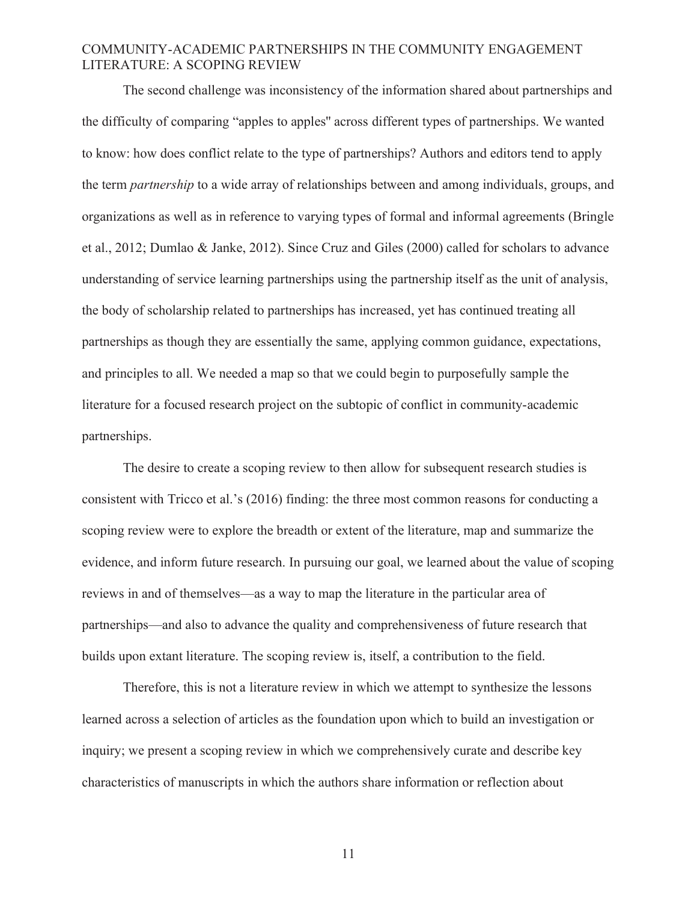The second challenge was inconsistency of the information shared about partnerships and the difficulty of comparing "apples to apples" across different types of partnerships. We wanted to know: how does conflict relate to the type of partnerships? Authors and editors tend to apply the term *partnership* to a wide array of relationships between and among individuals, groups, and organizations as well as in reference to varying types of formal and informal agreements (Bringle et al., 2012; Dumlao & Janke, 2012). Since Cruz and Giles (2000) called for scholars to advance understanding of service learning partnerships using the partnership itself as the unit of analysis, the body of scholarship related to partnerships has increased, yet has continued treating all partnerships as though they are essentially the same, applying common guidance, expectations, and principles to all. We needed a map so that we could begin to purposefully sample the literature for a focused research project on the subtopic of conflict in community-academic partnerships.

The desire to create a scoping review to then allow for subsequent research studies is consistent with Tricco et al.'s (2016) finding: the three most common reasons for conducting a scoping review were to explore the breadth or extent of the literature, map and summarize the evidence, and inform future research. In pursuing our goal, we learned about the value of scoping reviews in and of themselves—as a way to map the literature in the particular area of partnerships—and also to advance the quality and comprehensiveness of future research that builds upon extant literature. The scoping review is, itself, a contribution to the field.

Therefore, this is not a literature review in which we attempt to synthesize the lessons learned across a selection of articles as the foundation upon which to build an investigation or inquiry; we present a scoping review in which we comprehensively curate and describe key characteristics of manuscripts in which the authors share information or reflection about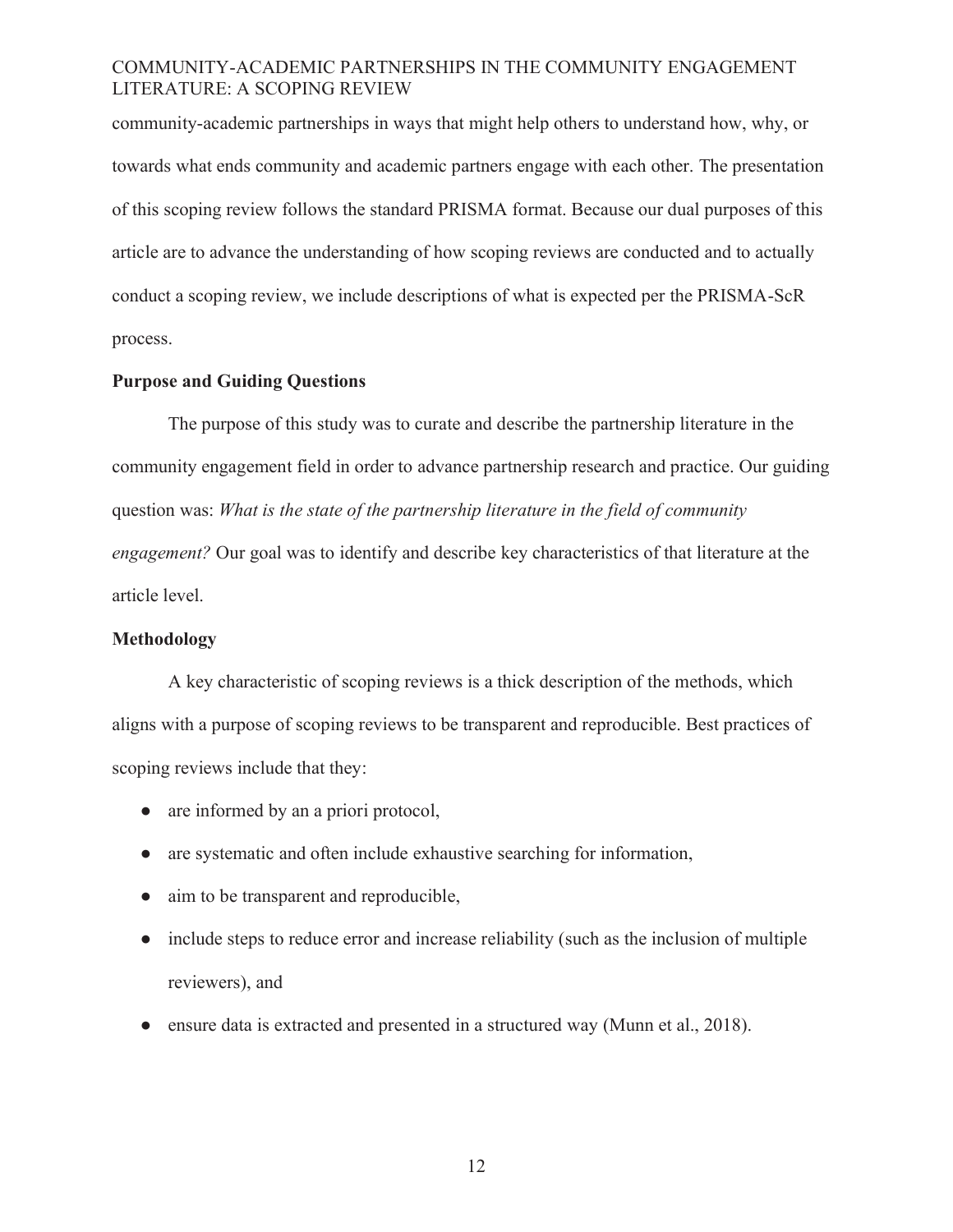community-academic partnerships in ways that might help others to understand how, why, or towards what ends community and academic partners engage with each other. The presentation of this scoping review follows the standard PRISMA format. Because our dual purposes of this article are to advance the understanding of how scoping reviews are conducted and to actually conduct a scoping review, we include descriptions of what is expected per the PRISMA-ScR process.

## Purpose and Guiding Questions

The purpose of this study was to curate and describe the partnership literature in the community engagement field in order to advance partnership research and practice. Our guiding question was: *What is the state of the partnership literature in the field of community engagement?* Our goal was to identify and describe key characteristics of that literature at the article level.

## Methodology

A key characteristic of scoping reviews is a thick description of the methods, which aligns with a purpose of scoping reviews to be transparent and reproducible. Best practices of scoping reviews include that they:

- are informed by an a priori protocol,
- are systematic and often include exhaustive searching for information,
- aim to be transparent and reproducible,
- include steps to reduce error and increase reliability (such as the inclusion of multiple reviewers), and
- ensure data is extracted and presented in a structured way (Munn et al., 2018).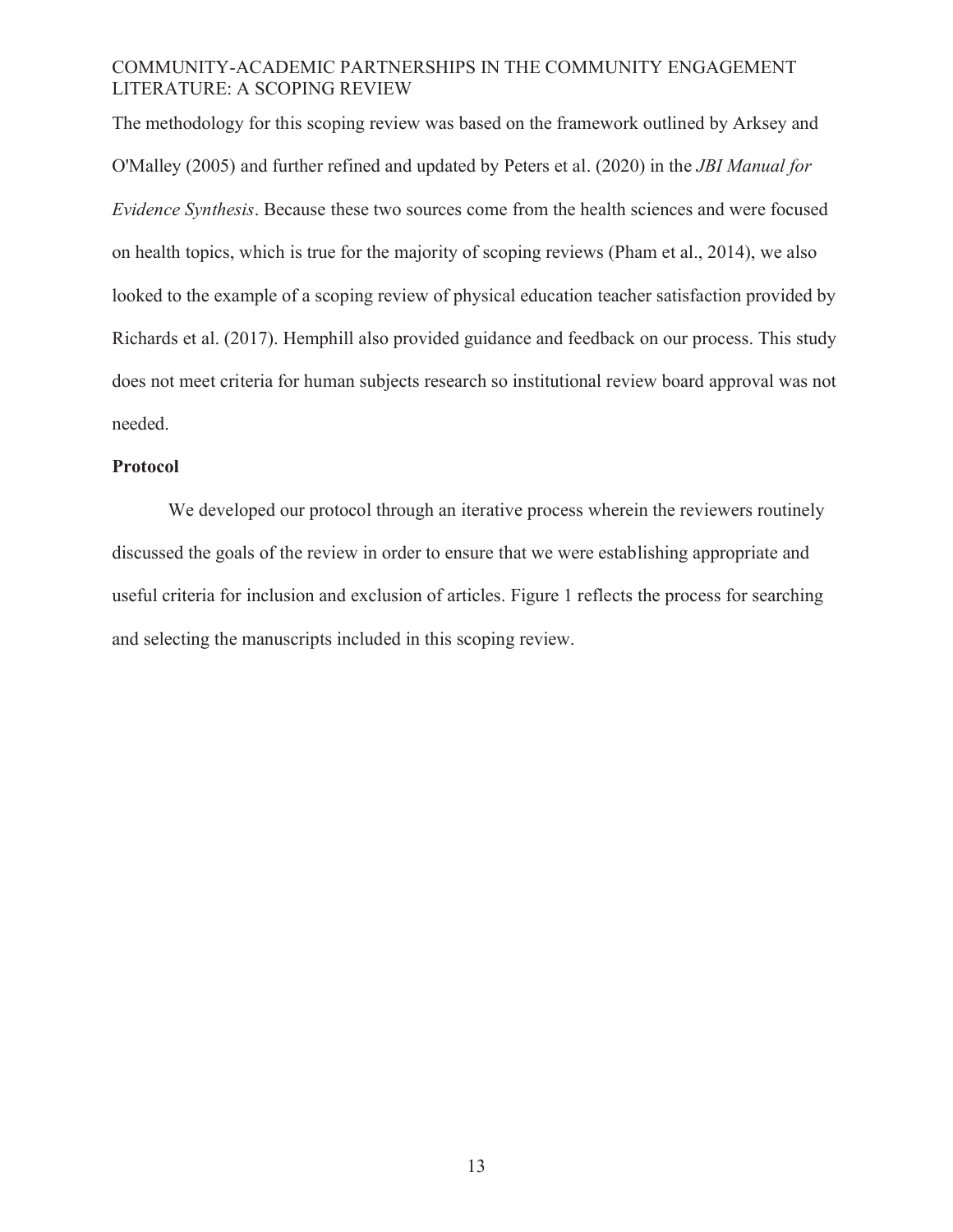The methodology for this scoping review was based on the framework outlined by Arksey and O'Malley (2005) and further refined and updated by Peters et al. (2020) in the *JBI Manual for Evidence Synthesis*. Because these two sources come from the health sciences and were focused on health topics, which is true for the majority of scoping reviews (Pham et al., 2014), we also looked to the example of a scoping review of physical education teacher satisfaction provided by Richards et al. (2017). Hemphill also provided guidance and feedback on our process. This study does not meet criteria for human subjects research so institutional review board approval was not needed.

## Protocol

We developed our protocol through an iterative process wherein the reviewers routinely discussed the goals of the review in order to ensure that we were establishing appropriate and useful criteria for inclusion and exclusion of articles. Figure 1 reflects the process for searching and selecting the manuscripts included in this scoping review.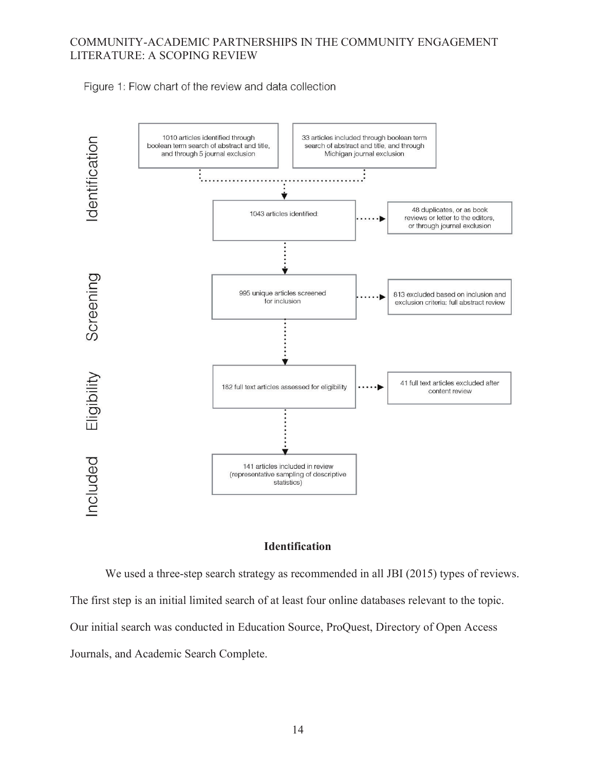Figure 1: Flow chart of the review and data collection

**Identification**

- 1010 articles identified through boolean term search of abstract and title, and through 5 journal exclusion
- 33 articles included through boolean term search of abstract and title, and through Michigan journal exclusion
- 1043 articles identified
  - 48 duplicates, or as book reviews or letter to the editors, or through journal exclusion

**Screening**

- 995 unique articles screened for inclusion
  - 813 excluded based on inclusion and exclusion criteria: full abstract review

**Eligibility**

- 182 full text articles assessed for eligibility
  - 41 full text articles excluded after content review

**Included**

- 141 articles included in review (representative sampling of descriptive statistics)

## Identification

We used a three-step search strategy as recommended in all JBI (2015) types of reviews. The first step is an initial limited search of at least four online databases relevant to the topic. Our initial search was conducted in Education Source, ProQuest, Directory of Open Access Journals, and Academic Search Complete.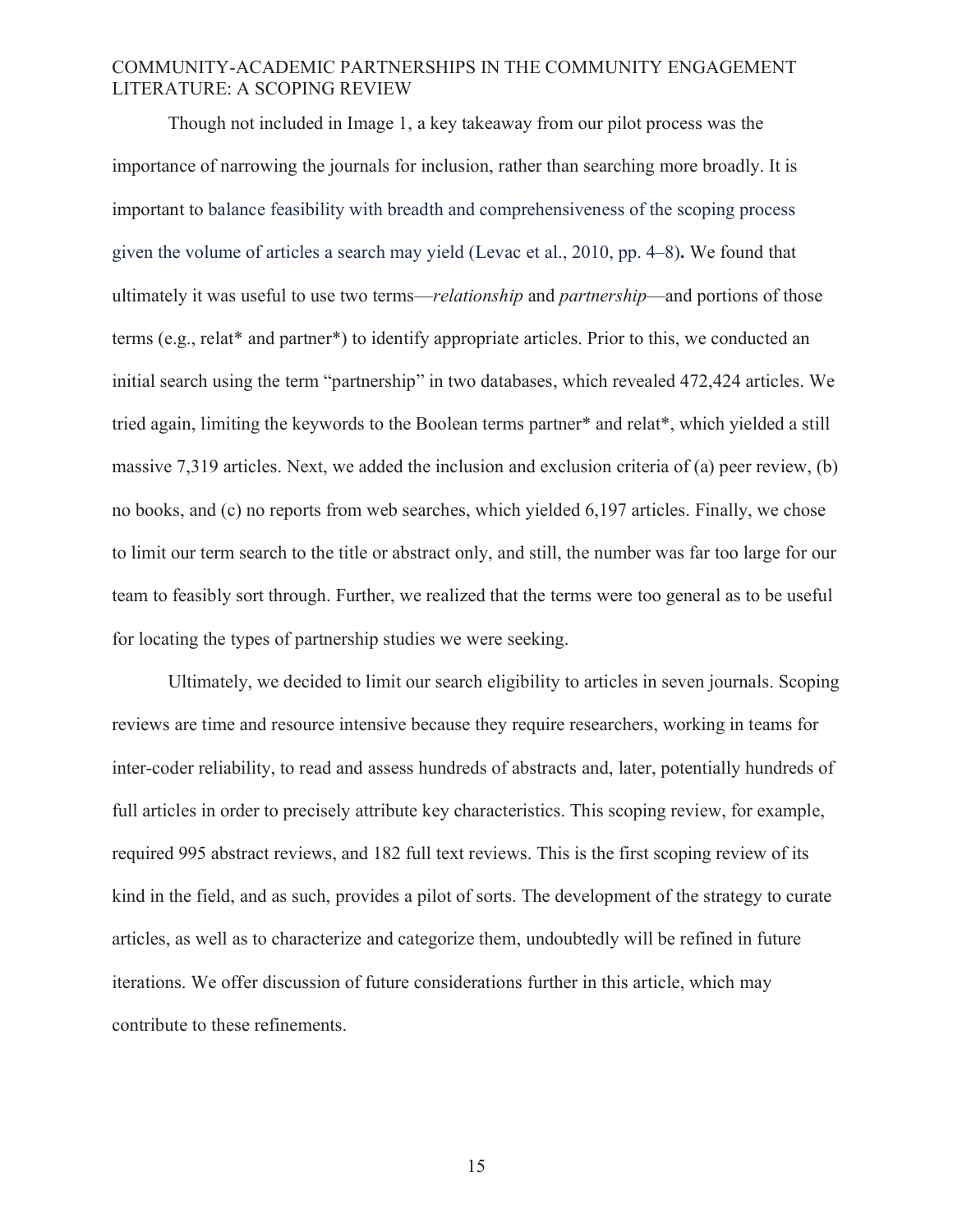Though not included in Image 1, a key takeaway from our pilot process was the importance of narrowing the journals for inclusion, rather than searching more broadly. It is important to balance feasibility with breadth and comprehensiveness of the scoping process given the volume of articles a search may yield (Levac et al., 2010, pp. 4–8). We found that ultimately it was useful to use two terms—*relationship* and *partnership*—and portions of those terms (e.g., relat* and partner*) to identify appropriate articles. Prior to this, we conducted an initial search using the term "partnership" in two databases, which revealed 472,424 articles. We tried again, limiting the keywords to the Boolean terms partner* and relat*, which yielded a still massive 7,319 articles. Next, we added the inclusion and exclusion criteria of (a) peer review, (b) no books, and (c) no reports from web searches, which yielded 6,197 articles. Finally, we chose to limit our term search to the title or abstract only, and still, the number was far too large for our team to feasibly sort through. Further, we realized that the terms were too general as to be useful for locating the types of partnership studies we were seeking.

Ultimately, we decided to limit our search eligibility to articles in seven journals. Scoping reviews are time and resource intensive because they require researchers, working in teams for inter-coder reliability, to read and assess hundreds of abstracts and, later, potentially hundreds of full articles in order to precisely attribute key characteristics. This scoping review, for example, required 995 abstract reviews, and 182 full text reviews. This is the first scoping review of its kind in the field, and as such, provides a pilot of sorts. The development of the strategy to curate articles, as well as to characterize and categorize them, undoubtedly will be refined in future iterations. We offer discussion of future considerations further in this article, which may contribute to these refinements.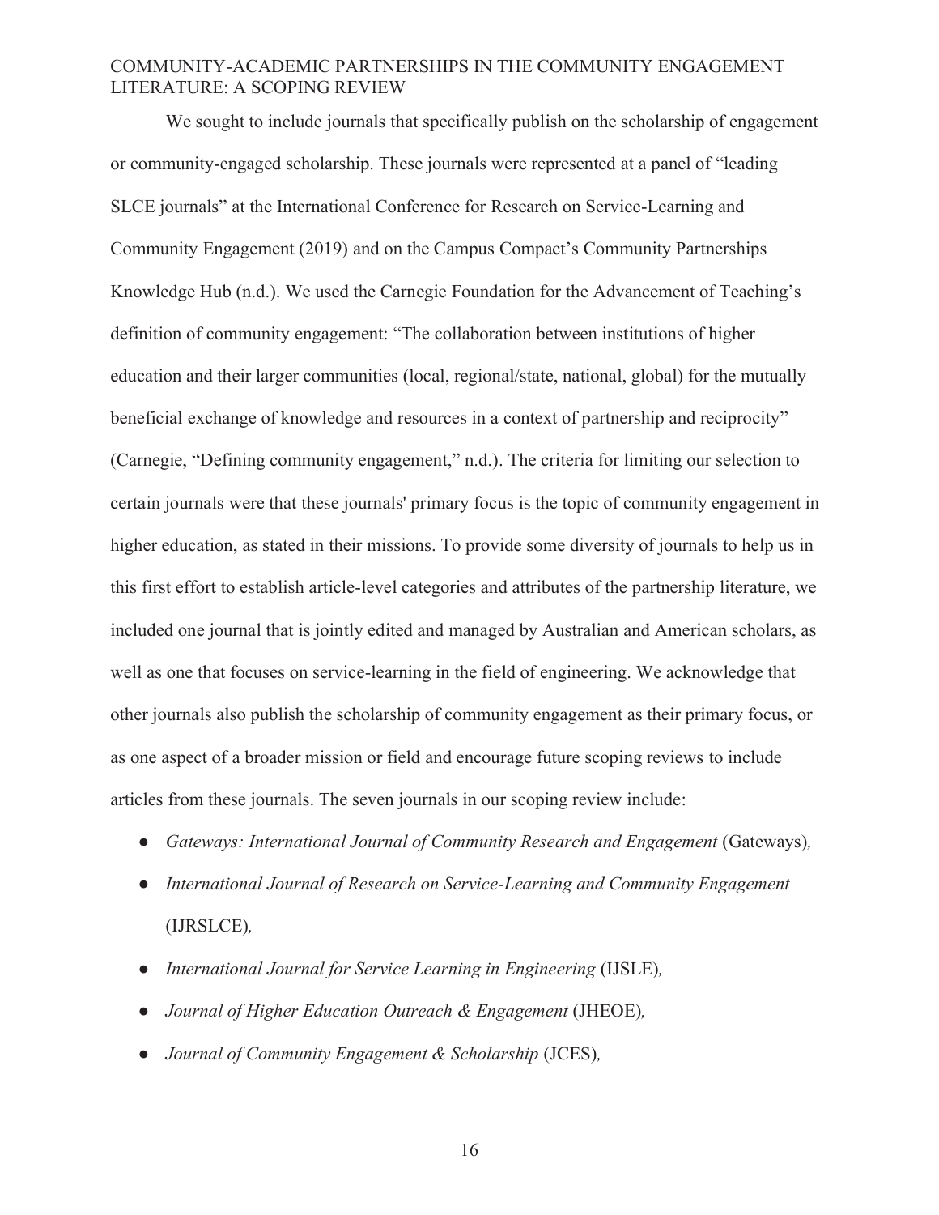We sought to include journals that specifically publish on the scholarship of engagement or community-engaged scholarship. These journals were represented at a panel of "leading SLCE journals" at the International Conference for Research on Service-Learning and Community Engagement (2019) and on the Campus Compact's Community Partnerships Knowledge Hub (n.d.). We used the Carnegie Foundation for the Advancement of Teaching's definition of community engagement: "The collaboration between institutions of higher education and their larger communities (local, regional/state, national, global) for the mutually beneficial exchange of knowledge and resources in a context of partnership and reciprocity" (Carnegie, "Defining community engagement," n.d.). The criteria for limiting our selection to certain journals were that these journals' primary focus is the topic of community engagement in higher education, as stated in their missions. To provide some diversity of journals to help us in this first effort to establish article-level categories and attributes of the partnership literature, we included one journal that is jointly edited and managed by Australian and American scholars, as well as one that focuses on service-learning in the field of engineering. We acknowledge that other journals also publish the scholarship of community engagement as their primary focus, or as one aspect of a broader mission or field and encourage future scoping reviews to include articles from these journals. The seven journals in our scoping review include:

- *Gateways: International Journal of Community Research and Engagement* (Gateways)*,*
- *International Journal of Research on Service-Learning and Community Engagement* (IJRSLCE)*,*
- *International Journal for Service Learning in Engineering* (IJSLE)*,*
- *Journal of Higher Education Outreach & Engagement* (JHEOE)*,*
- *Journal of Community Engagement & Scholarship* (JCES)*,*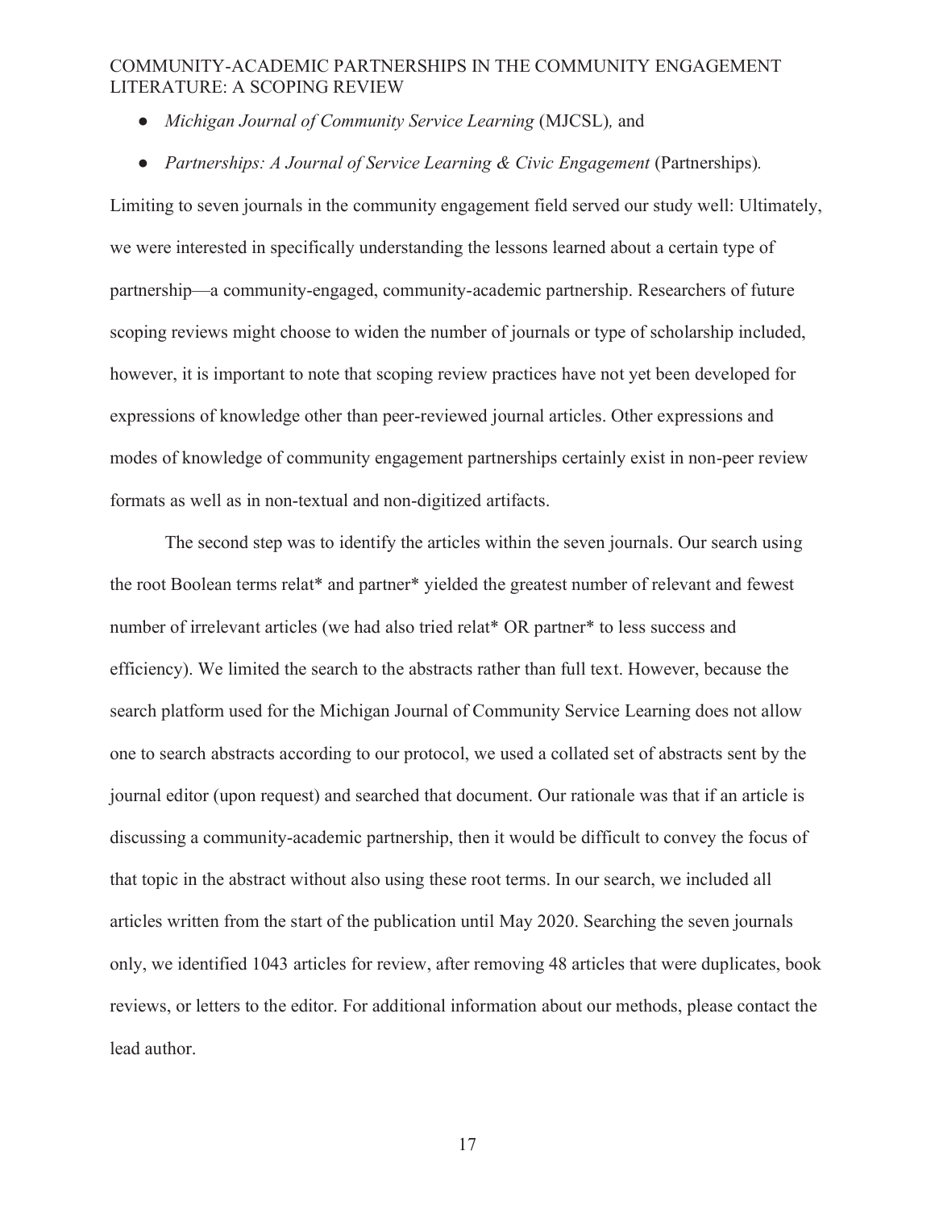- *Michigan Journal of Community Service Learning* (MJCSL)*,* and
- *Partnerships: A Journal of Service Learning & Civic Engagement* (Partnerships)*.*

Limiting to seven journals in the community engagement field served our study well: Ultimately, we were interested in specifically understanding the lessons learned about a certain type of partnership—a community-engaged, community-academic partnership. Researchers of future scoping reviews might choose to widen the number of journals or type of scholarship included, however, it is important to note that scoping review practices have not yet been developed for expressions of knowledge other than peer-reviewed journal articles. Other expressions and modes of knowledge of community engagement partnerships certainly exist in non-peer review formats as well as in non-textual and non-digitized artifacts.

The second step was to identify the articles within the seven journals. Our search using the root Boolean terms relat* and partner* yielded the greatest number of relevant and fewest number of irrelevant articles (we had also tried relat* OR partner* to less success and efficiency). We limited the search to the abstracts rather than full text. However, because the search platform used for the Michigan Journal of Community Service Learning does not allow one to search abstracts according to our protocol, we used a collated set of abstracts sent by the journal editor (upon request) and searched that document. Our rationale was that if an article is discussing a community-academic partnership, then it would be difficult to convey the focus of that topic in the abstract without also using these root terms. In our search, we included all articles written from the start of the publication until May 2020. Searching the seven journals only, we identified 1043 articles for review, after removing 48 articles that were duplicates, book reviews, or letters to the editor. For additional information about our methods, please contact the lead author.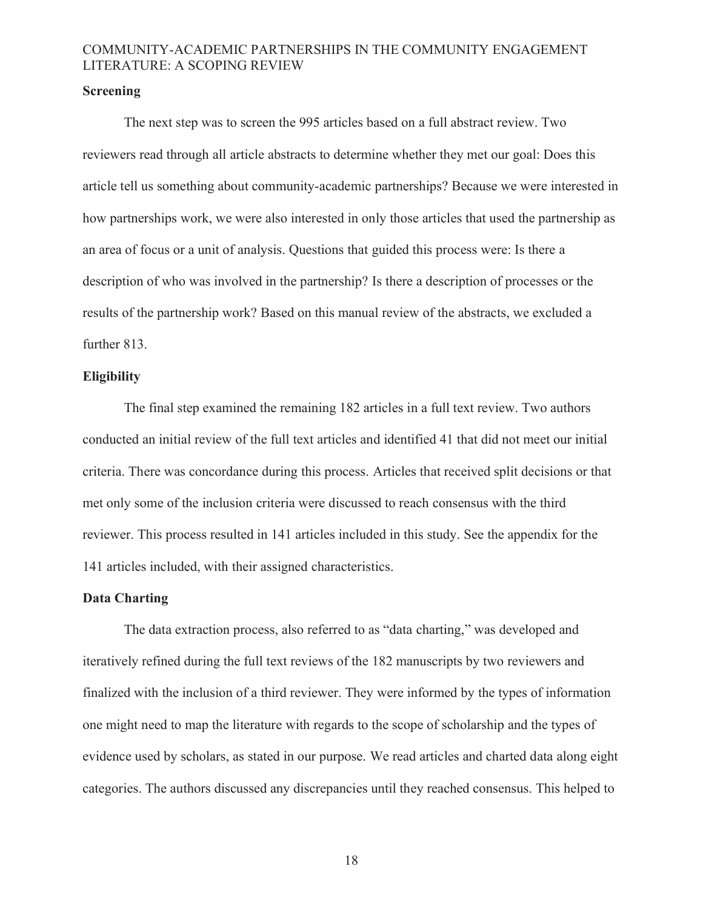### Screening

The next step was to screen the 995 articles based on a full abstract review. Two reviewers read through all article abstracts to determine whether they met our goal: Does this article tell us something about community-academic partnerships? Because we were interested in how partnerships work, we were also interested in only those articles that used the partnership as an area of focus or a unit of analysis. Questions that guided this process were: Is there a description of who was involved in the partnership? Is there a description of processes or the results of the partnership work? Based on this manual review of the abstracts, we excluded a further 813.

### Eligibility

The final step examined the remaining 182 articles in a full text review. Two authors conducted an initial review of the full text articles and identified 41 that did not meet our initial criteria. There was concordance during this process. Articles that received split decisions or that met only some of the inclusion criteria were discussed to reach consensus with the third reviewer. This process resulted in 141 articles included in this study. See the appendix for the 141 articles included, with their assigned characteristics.

### Data Charting

The data extraction process, also referred to as "data charting," was developed and iteratively refined during the full text reviews of the 182 manuscripts by two reviewers and finalized with the inclusion of a third reviewer. They were informed by the types of information one might need to map the literature with regards to the scope of scholarship and the types of evidence used by scholars, as stated in our purpose. We read articles and charted data along eight categories. The authors discussed any discrepancies until they reached consensus. This helped to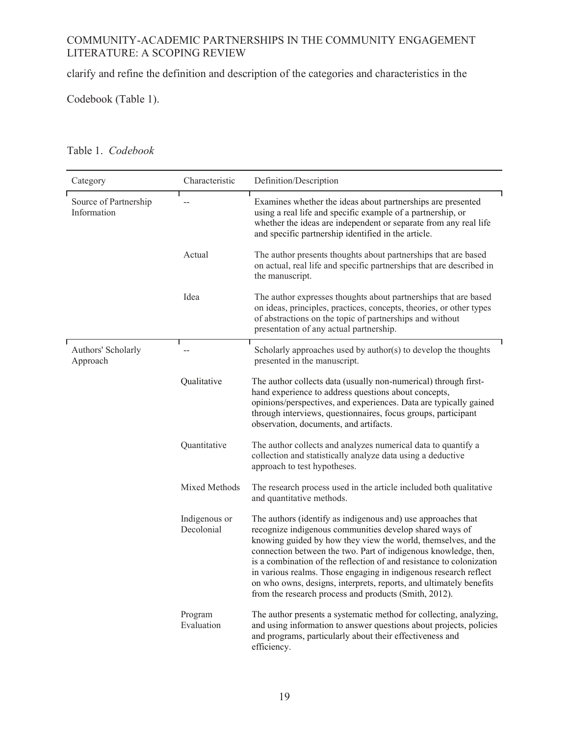clarify and refine the definition and description of the categories and characteristics in the Codebook (Table 1).

Table 1. *Codebook*

| Category | Characteristic | Definition/Description |
| --- | --- | --- |
| Source of Partnership Information | -- | Examines whether the ideas about partnerships are presented using a real life and specific example of a partnership, or whether the ideas are independent or separate from any real life and specific partnership identified in the article. |
| | Actual | The author presents thoughts about partnerships that are based on actual, real life and specific partnerships that are described in the manuscript. |
| | Idea | The author expresses thoughts about partnerships that are based on ideas, principles, practices, concepts, theories, or other types of abstractions on the topic of partnerships and without presentation of any actual partnership. |
| Authors' Scholarly Approach | -- | Scholarly approaches used by author(s) to develop the thoughts presented in the manuscript. |
| | Qualitative | The author collects data (usually non-numerical) through first-hand experience to address questions about concepts, opinions/perspectives, and experiences. Data are typically gained through interviews, questionnaires, focus groups, participant observation, documents, and artifacts. |
| | Quantitative | The author collects and analyzes numerical data to quantify a collection and statistically analyze data using a deductive approach to test hypotheses. |
| | Mixed Methods | The research process used in the article included both qualitative and quantitative methods. |
| | Indigenous or Decolonial | The authors (identify as indigenous and) use approaches that recognize indigenous communities develop shared ways of knowing guided by how they view the world, themselves, and the connection between the two. Part of indigenous knowledge, then, is a combination of the reflection of and resistance to colonization in various realms. Those engaging in indigenous research reflect on who owns, designs, interprets, reports, and ultimately benefits from the research process and products (Smith, 2012). |
| | Program Evaluation | The author presents a systematic method for collecting, analyzing, and using information to answer questions about projects, policies and programs, particularly about their effectiveness and efficiency. |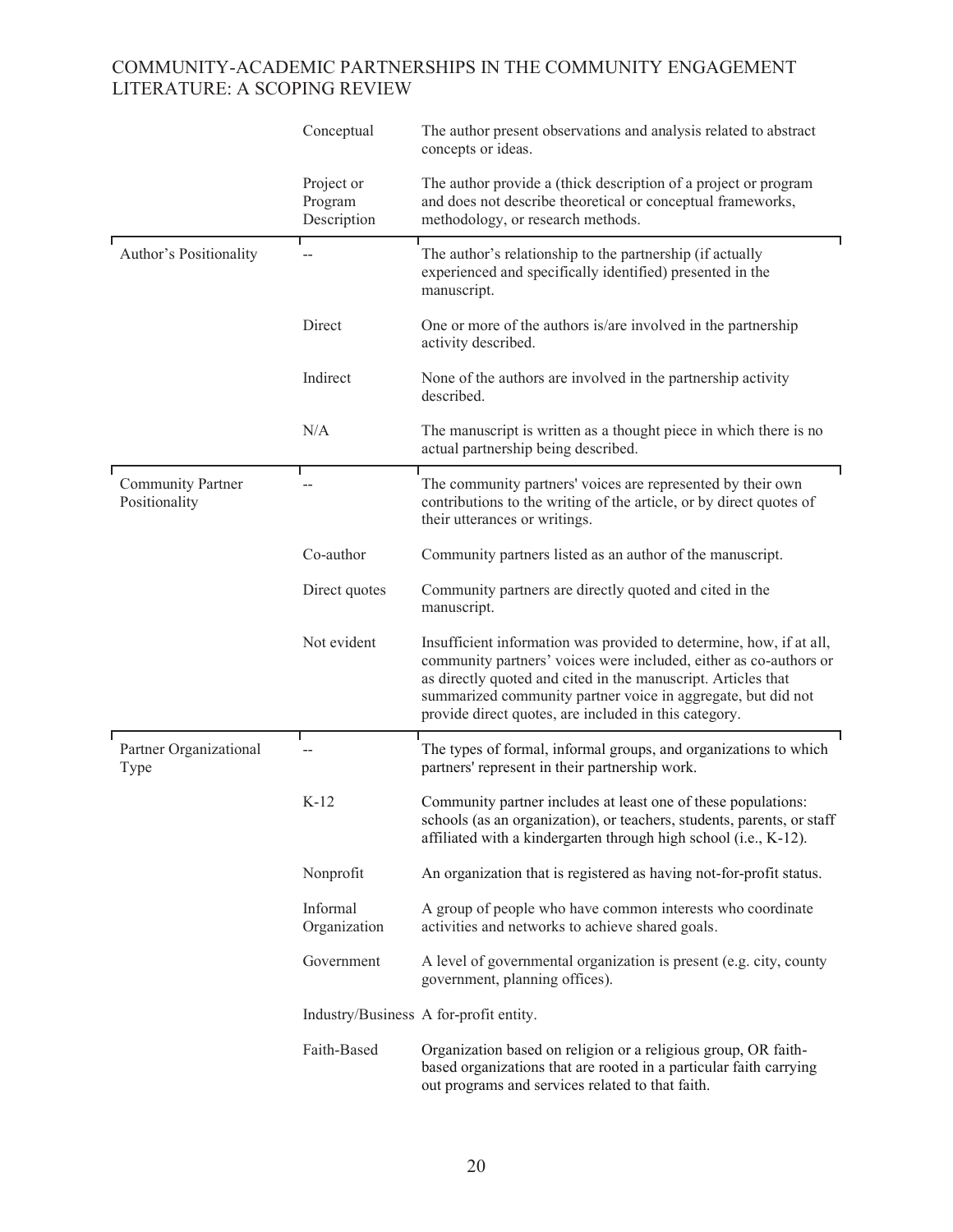| | | |
|---|---|---|
| | Conceptual | The author present observations and analysis related to abstract concepts or ideas. |
| | Project or Program Description | The author provide a (thick description of a project or program and does not describe theoretical or conceptual frameworks, methodology, or research methods. |
| Author's Positionality | -- | The author's relationship to the partnership (if actually experienced and specifically identified) presented in the manuscript. |
| | Direct | One or more of the authors is/are involved in the partnership activity described. |
| | Indirect | None of the authors are involved in the partnership activity described. |
| | N/A | The manuscript is written as a thought piece in which there is no actual partnership being described. |
| Community Partner Positionality | -- | The community partners' voices are represented by their own contributions to the writing of the article, or by direct quotes of their utterances or writings. |
| | Co-author | Community partners listed as an author of the manuscript. |
| | Direct quotes | Community partners are directly quoted and cited in the manuscript. |
| | Not evident | Insufficient information was provided to determine, how, if at all, community partners' voices were included, either as co-authors or as directly quoted and cited in the manuscript. Articles that summarized community partner voice in aggregate, but did not provide direct quotes, are included in this category. |
| Partner Organizational Type | -- | The types of formal, informal groups, and organizations to which partners' represent in their partnership work. |
| | K-12 | Community partner includes at least one of these populations: schools (as an organization), or teachers, students, parents, or staff affiliated with a kindergarten through high school (i.e., K-12). |
| | Nonprofit | An organization that is registered as having not-for-profit status. |
| | Informal Organization | A group of people who have common interests who coordinate activities and networks to achieve shared goals. |
| | Government | A level of governmental organization is present (e.g. city, county government, planning offices). |
| | Industry/Business | A for-profit entity. |
| | Faith-Based | Organization based on religion or a religious group, OR faith-based organizations that are rooted in a particular faith carrying out programs and services related to that faith. |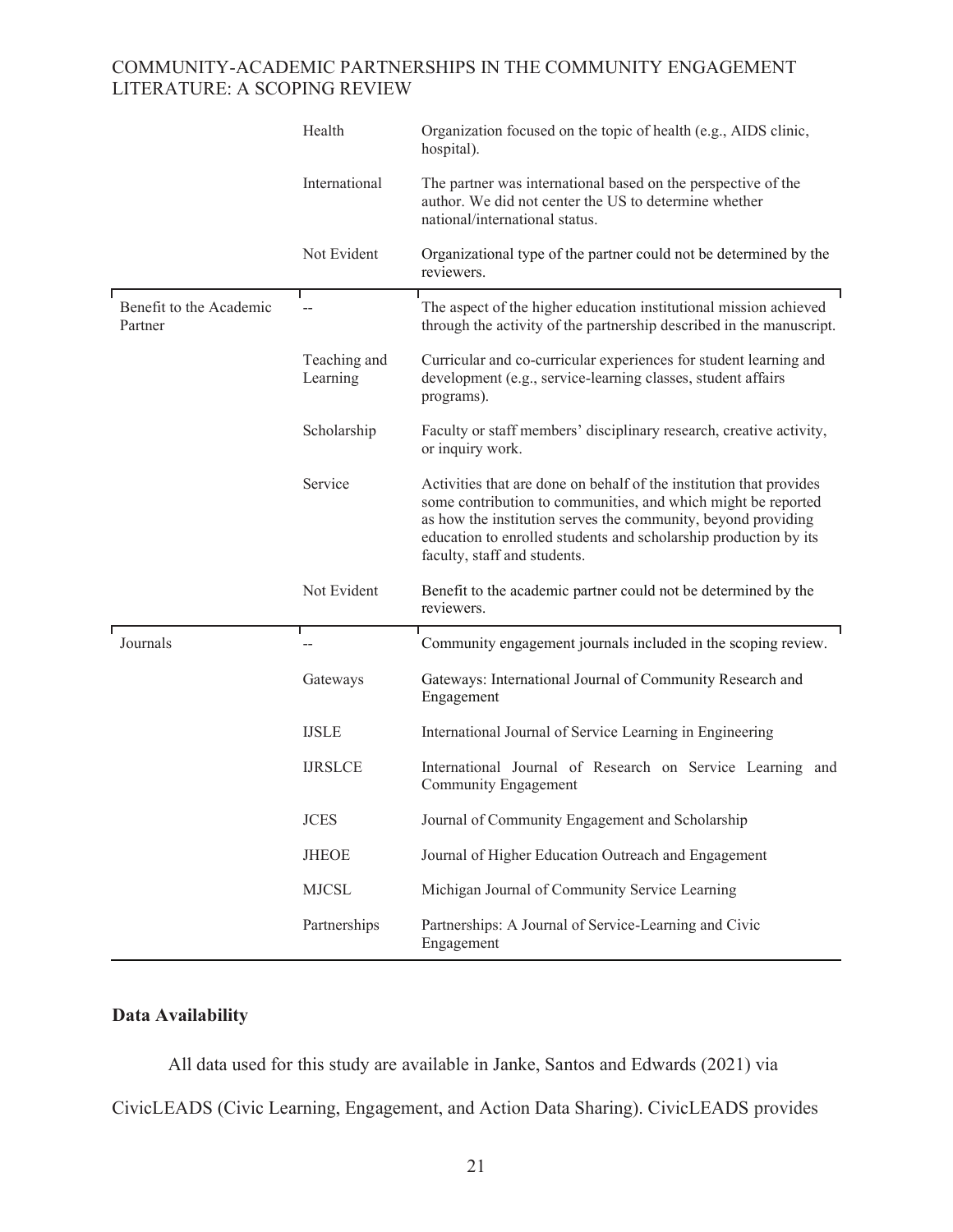| | | |
|---|---|---|
| | Health | Organization focused on the topic of health (e.g., AIDS clinic, hospital). |
| | International | The partner was international based on the perspective of the author. We did not center the US to determine whether national/international status. |
| | Not Evident | Organizational type of the partner could not be determined by the reviewers. |
| Benefit to the Academic Partner | -- | The aspect of the higher education institutional mission achieved through the activity of the partnership described in the manuscript. |
| | Teaching and Learning | Curricular and co-curricular experiences for student learning and development (e.g., service-learning classes, student affairs programs). |
| | Scholarship | Faculty or staff members' disciplinary research, creative activity, or inquiry work. |
| | Service | Activities that are done on behalf of the institution that provides some contribution to communities, and which might be reported as how the institution serves the community, beyond providing education to enrolled students and scholarship production by its faculty, staff and students. |
| | Not Evident | Benefit to the academic partner could not be determined by the reviewers. |
| Journals | -- | Community engagement journals included in the scoping review. |
| | Gateways | Gateways: International Journal of Community Research and Engagement |
| | IJSLE | International Journal of Service Learning in Engineering |
| | IJRSLCE | International Journal of Research on Service Learning and Community Engagement |
| | JCES | Journal of Community Engagement and Scholarship |
| | JHEOE | Journal of Higher Education Outreach and Engagement |
| | MJCSL | Michigan Journal of Community Service Learning |
| | Partnerships | Partnerships: A Journal of Service-Learning and Civic Engagement |

**Data Availability**

All data used for this study are available in Janke, Santos and Edwards (2021) via CivicLEADS (Civic Learning, Engagement, and Action Data Sharing). CivicLEADS provides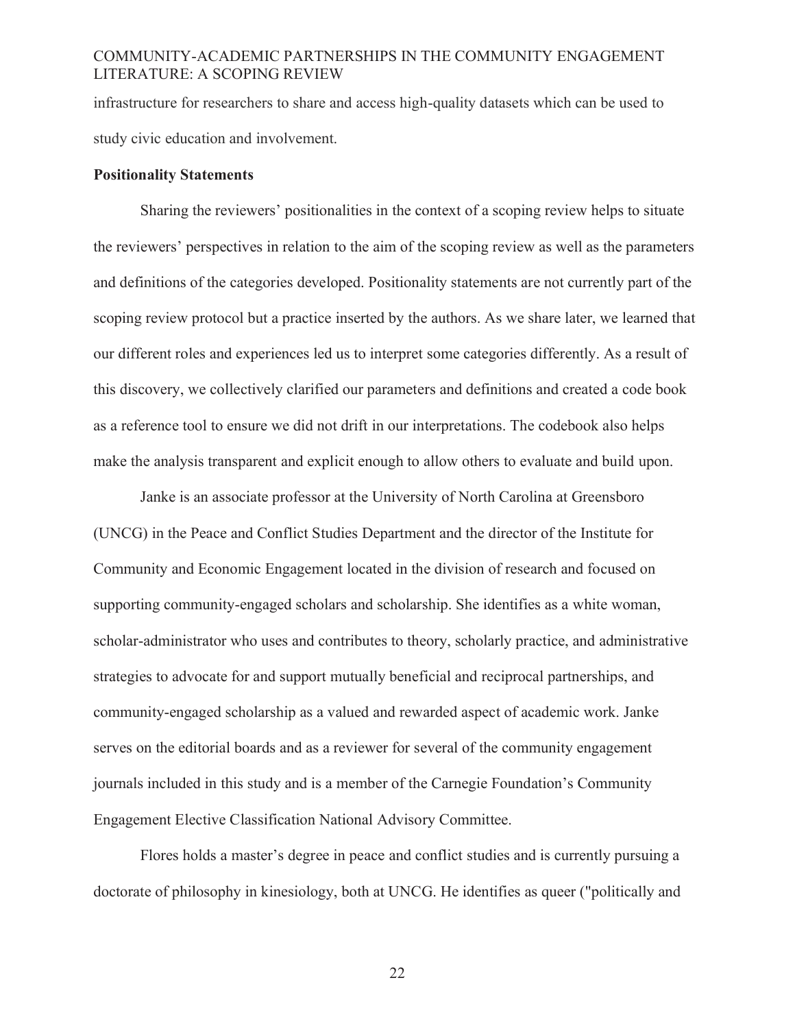infrastructure for researchers to share and access high-quality datasets which can be used to study civic education and involvement.

**Positionality Statements**

Sharing the reviewers' positionalities in the context of a scoping review helps to situate the reviewers' perspectives in relation to the aim of the scoping review as well as the parameters and definitions of the categories developed. Positionality statements are not currently part of the scoping review protocol but a practice inserted by the authors. As we share later, we learned that our different roles and experiences led us to interpret some categories differently. As a result of this discovery, we collectively clarified our parameters and definitions and created a code book as a reference tool to ensure we did not drift in our interpretations. The codebook also helps make the analysis transparent and explicit enough to allow others to evaluate and build upon.

Janke is an associate professor at the University of North Carolina at Greensboro (UNCG) in the Peace and Conflict Studies Department and the director of the Institute for Community and Economic Engagement located in the division of research and focused on supporting community-engaged scholars and scholarship. She identifies as a white woman, scholar-administrator who uses and contributes to theory, scholarly practice, and administrative strategies to advocate for and support mutually beneficial and reciprocal partnerships, and community-engaged scholarship as a valued and rewarded aspect of academic work. Janke serves on the editorial boards and as a reviewer for several of the community engagement journals included in this study and is a member of the Carnegie Foundation's Community Engagement Elective Classification National Advisory Committee.

Flores holds a master's degree in peace and conflict studies and is currently pursuing a doctorate of philosophy in kinesiology, both at UNCG. He identifies as queer ("politically and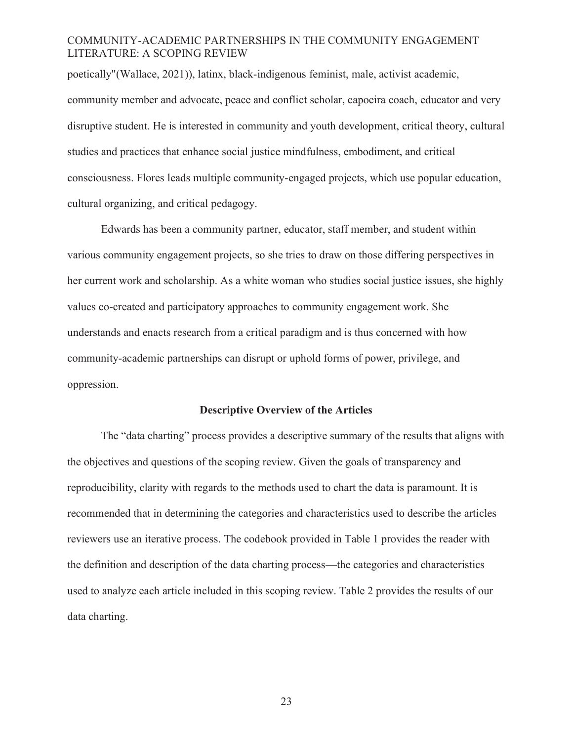poetically"(Wallace, 2021)), latinx, black-indigenous feminist, male, activist academic, community member and advocate, peace and conflict scholar, capoeira coach, educator and very disruptive student. He is interested in community and youth development, critical theory, cultural studies and practices that enhance social justice mindfulness, embodiment, and critical consciousness. Flores leads multiple community-engaged projects, which use popular education, cultural organizing, and critical pedagogy.

Edwards has been a community partner, educator, staff member, and student within various community engagement projects, so she tries to draw on those differing perspectives in her current work and scholarship. As a white woman who studies social justice issues, she highly values co-created and participatory approaches to community engagement work. She understands and enacts research from a critical paradigm and is thus concerned with how community-academic partnerships can disrupt or uphold forms of power, privilege, and oppression.

## Descriptive Overview of the Articles

The "data charting" process provides a descriptive summary of the results that aligns with the objectives and questions of the scoping review. Given the goals of transparency and reproducibility, clarity with regards to the methods used to chart the data is paramount. It is recommended that in determining the categories and characteristics used to describe the articles reviewers use an iterative process. The codebook provided in Table 1 provides the reader with the definition and description of the data charting process—the categories and characteristics used to analyze each article included in this scoping review. Table 2 provides the results of our data charting.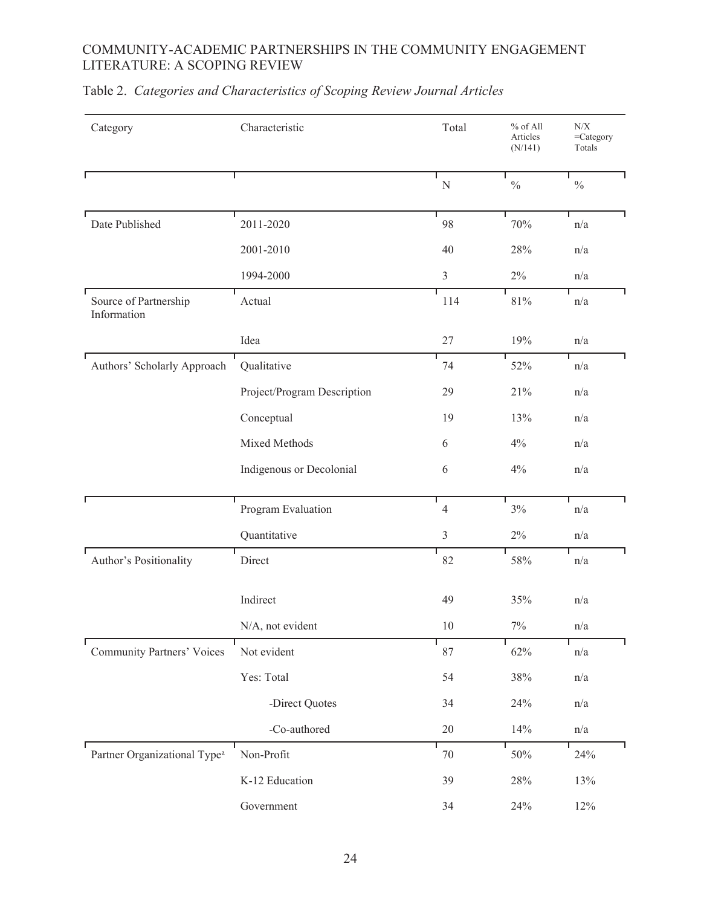Table 2. *Categories and Characteristics of Scoping Review Journal Articles*

| Category | Characteristic | Total | % of All Articles (N/141) | N/X =Category Totals |
|---|---|---|---|---|
| | | N | % | % |
| Date Published | 2011-2020 | 98 | 70% | n/a |
| | 2001-2010 | 40 | 28% | n/a |
| | 1994-2000 | 3 | 2% | n/a |
| Source of Partnership Information | Actual | 114 | 81% | n/a |
| | Idea | 27 | 19% | n/a |
| Authors' Scholarly Approach | Qualitative | 74 | 52% | n/a |
| | Project/Program Description | 29 | 21% | n/a |
| | Conceptual | 19 | 13% | n/a |
| | Mixed Methods | 6 | 4% | n/a |
| | Indigenous or Decolonial | 6 | 4% | n/a |
| | Program Evaluation | 4 | 3% | n/a |
| | Quantitative | 3 | 2% | n/a |
| Author's Positionality | Direct | 82 | 58% | n/a |
| | Indirect | 49 | 35% | n/a |
| | N/A, not evident | 10 | 7% | n/a |
| Community Partners' Voices | Not evident | 87 | 62% | n/a |
| | Yes: Total | 54 | 38% | n/a |
| | -Direct Quotes | 34 | 24% | n/a |
| | -Co-authored | 20 | 14% | n/a |
| Partner Organizational Type[a] | Non-Profit | 70 | 50% | 24% |
| | K-12 Education | 39 | 28% | 13% |
| | Government | 34 | 24% | 12% |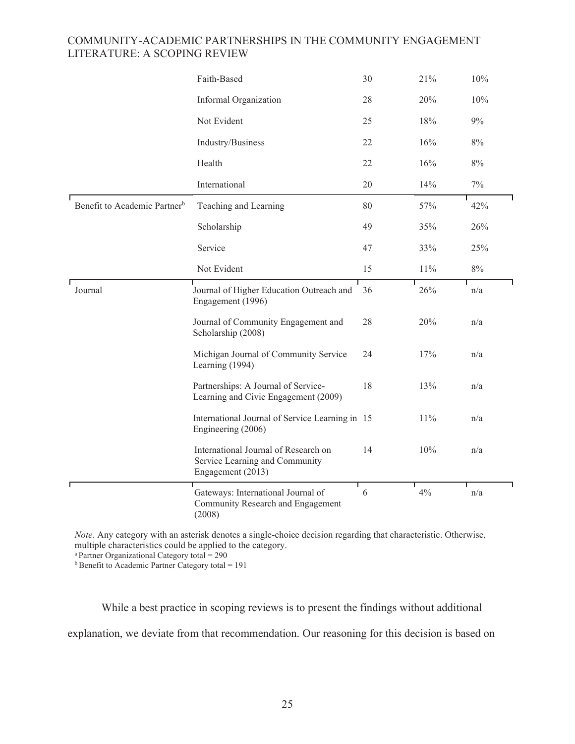| | | | | |
|---|---|---|---|---|
| | Faith-Based | 30 | 21% | 10% |
| | Informal Organization | 28 | 20% | 10% |
| | Not Evident | 25 | 18% | 9% |
| | Industry/Business | 22 | 16% | 8% |
| | Health | 22 | 16% | 8% |
| | International | 20 | 14% | 7% |
| Benefit to Academic Partner[b] | Teaching and Learning | 80 | 57% | 42% |
| | Scholarship | 49 | 35% | 26% |
| | Service | 47 | 33% | 25% |
| | Not Evident | 15 | 11% | 8% |
| Journal | Journal of Higher Education Outreach and Engagement (1996) | 36 | 26% | n/a |
| | Journal of Community Engagement and Scholarship (2008) | 28 | 20% | n/a |
| | Michigan Journal of Community Service Learning (1994) | 24 | 17% | n/a |
| | Partnerships: A Journal of Service-Learning and Civic Engagement (2009) | 18 | 13% | n/a |
| | International Journal of Service Learning in Engineering (2006) | 15 | 11% | n/a |
| | International Journal of Research on Service Learning and Community Engagement (2013) | 14 | 10% | n/a |
| | Gateways: International Journal of Community Research and Engagement (2008) | 6 | 4% | n/a |

*Note.* Any category with an asterisk denotes a single-choice decision regarding that characteristic. Otherwise, multiple characteristics could be applied to the category.
[a] Partner Organizational Category total = 290
[b] Benefit to Academic Partner Category total = 191

While a best practice in scoping reviews is to present the findings without additional explanation, we deviate from that recommendation. Our reasoning for this decision is based on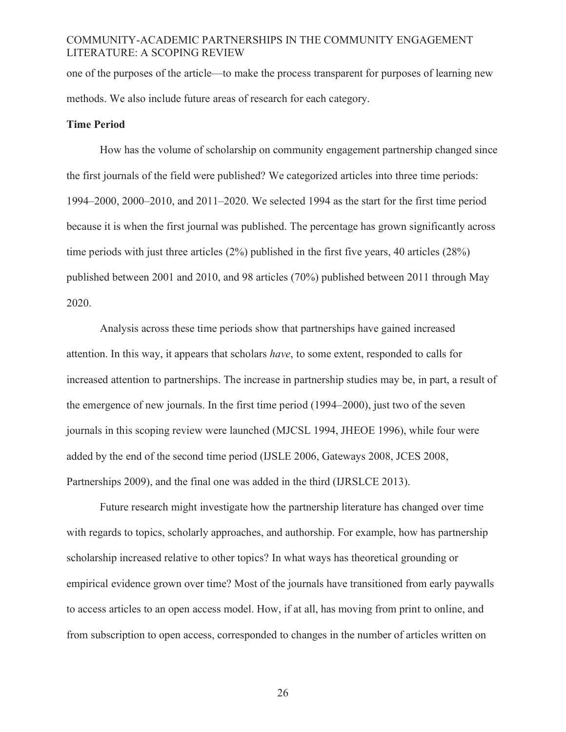one of the purposes of the article—to make the process transparent for purposes of learning new methods. We also include future areas of research for each category.

### Time Period

How has the volume of scholarship on community engagement partnership changed since the first journals of the field were published? We categorized articles into three time periods: 1994–2000, 2000–2010, and 2011–2020. We selected 1994 as the start for the first time period because it is when the first journal was published. The percentage has grown significantly across time periods with just three articles (2%) published in the first five years, 40 articles (28%) published between 2001 and 2010, and 98 articles (70%) published between 2011 through May 2020.

Analysis across these time periods show that partnerships have gained increased attention. In this way, it appears that scholars *have*, to some extent, responded to calls for increased attention to partnerships. The increase in partnership studies may be, in part, a result of the emergence of new journals. In the first time period (1994–2000), just two of the seven journals in this scoping review were launched (MJCSL 1994, JHEOE 1996), while four were added by the end of the second time period (IJSLE 2006, Gateways 2008, JCES 2008, Partnerships 2009), and the final one was added in the third (IJRSLCE 2013).

Future research might investigate how the partnership literature has changed over time with regards to topics, scholarly approaches, and authorship. For example, how has partnership scholarship increased relative to other topics? In what ways has theoretical grounding or empirical evidence grown over time? Most of the journals have transitioned from early paywalls to access articles to an open access model. How, if at all, has moving from print to online, and from subscription to open access, corresponded to changes in the number of articles written on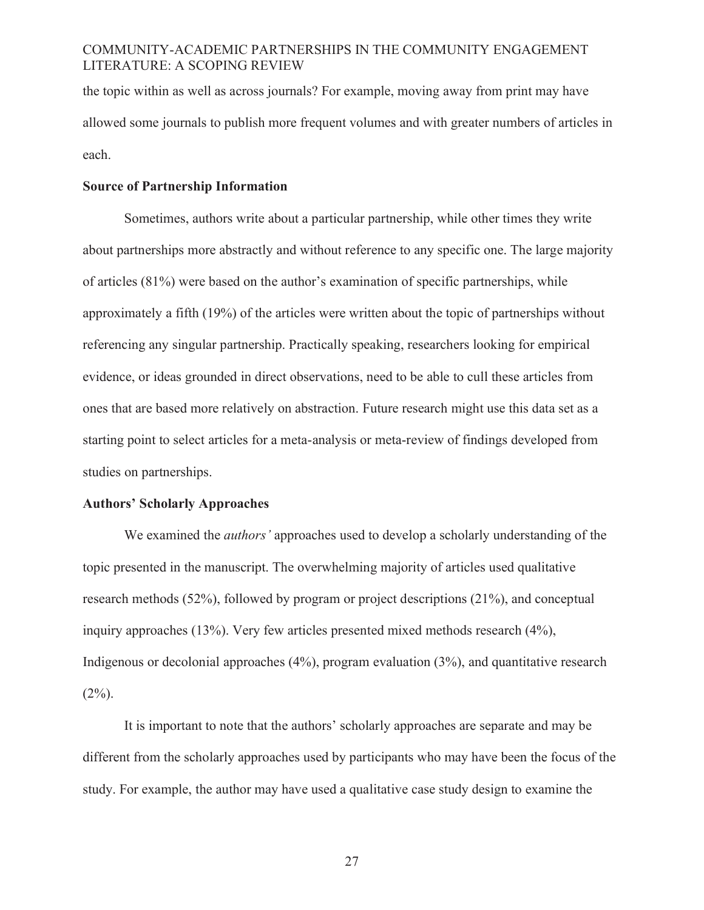the topic within as well as across journals? For example, moving away from print may have allowed some journals to publish more frequent volumes and with greater numbers of articles in each.

**Source of Partnership Information**

Sometimes, authors write about a particular partnership, while other times they write about partnerships more abstractly and without reference to any specific one. The large majority of articles (81%) were based on the author's examination of specific partnerships, while approximately a fifth (19%) of the articles were written about the topic of partnerships without referencing any singular partnership. Practically speaking, researchers looking for empirical evidence, or ideas grounded in direct observations, need to be able to cull these articles from ones that are based more relatively on abstraction. Future research might use this data set as a starting point to select articles for a meta-analysis or meta-review of findings developed from studies on partnerships.

**Authors' Scholarly Approaches**

We examined the *authors'* approaches used to develop a scholarly understanding of the topic presented in the manuscript. The overwhelming majority of articles used qualitative research methods (52%), followed by program or project descriptions (21%), and conceptual inquiry approaches (13%). Very few articles presented mixed methods research (4%), Indigenous or decolonial approaches (4%), program evaluation (3%), and quantitative research (2%).

It is important to note that the authors' scholarly approaches are separate and may be different from the scholarly approaches used by participants who may have been the focus of the study. For example, the author may have used a qualitative case study design to examine the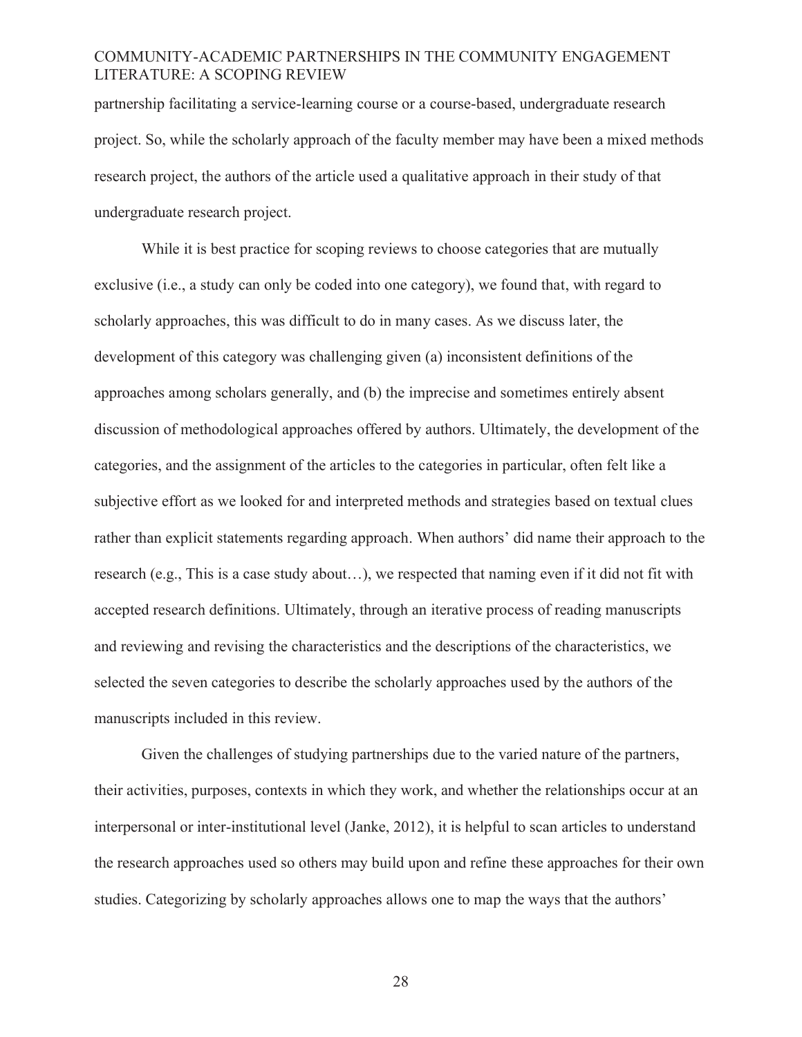partnership facilitating a service-learning course or a course-based, undergraduate research project. So, while the scholarly approach of the faculty member may have been a mixed methods research project, the authors of the article used a qualitative approach in their study of that undergraduate research project.

While it is best practice for scoping reviews to choose categories that are mutually exclusive (i.e., a study can only be coded into one category), we found that, with regard to scholarly approaches, this was difficult to do in many cases. As we discuss later, the development of this category was challenging given (a) inconsistent definitions of the approaches among scholars generally, and (b) the imprecise and sometimes entirely absent discussion of methodological approaches offered by authors. Ultimately, the development of the categories, and the assignment of the articles to the categories in particular, often felt like a subjective effort as we looked for and interpreted methods and strategies based on textual clues rather than explicit statements regarding approach. When authors' did name their approach to the research (e.g., This is a case study about…), we respected that naming even if it did not fit with accepted research definitions. Ultimately, through an iterative process of reading manuscripts and reviewing and revising the characteristics and the descriptions of the characteristics, we selected the seven categories to describe the scholarly approaches used by the authors of the manuscripts included in this review.

Given the challenges of studying partnerships due to the varied nature of the partners, their activities, purposes, contexts in which they work, and whether the relationships occur at an interpersonal or inter-institutional level (Janke, 2012), it is helpful to scan articles to understand the research approaches used so others may build upon and refine these approaches for their own studies. Categorizing by scholarly approaches allows one to map the ways that the authors'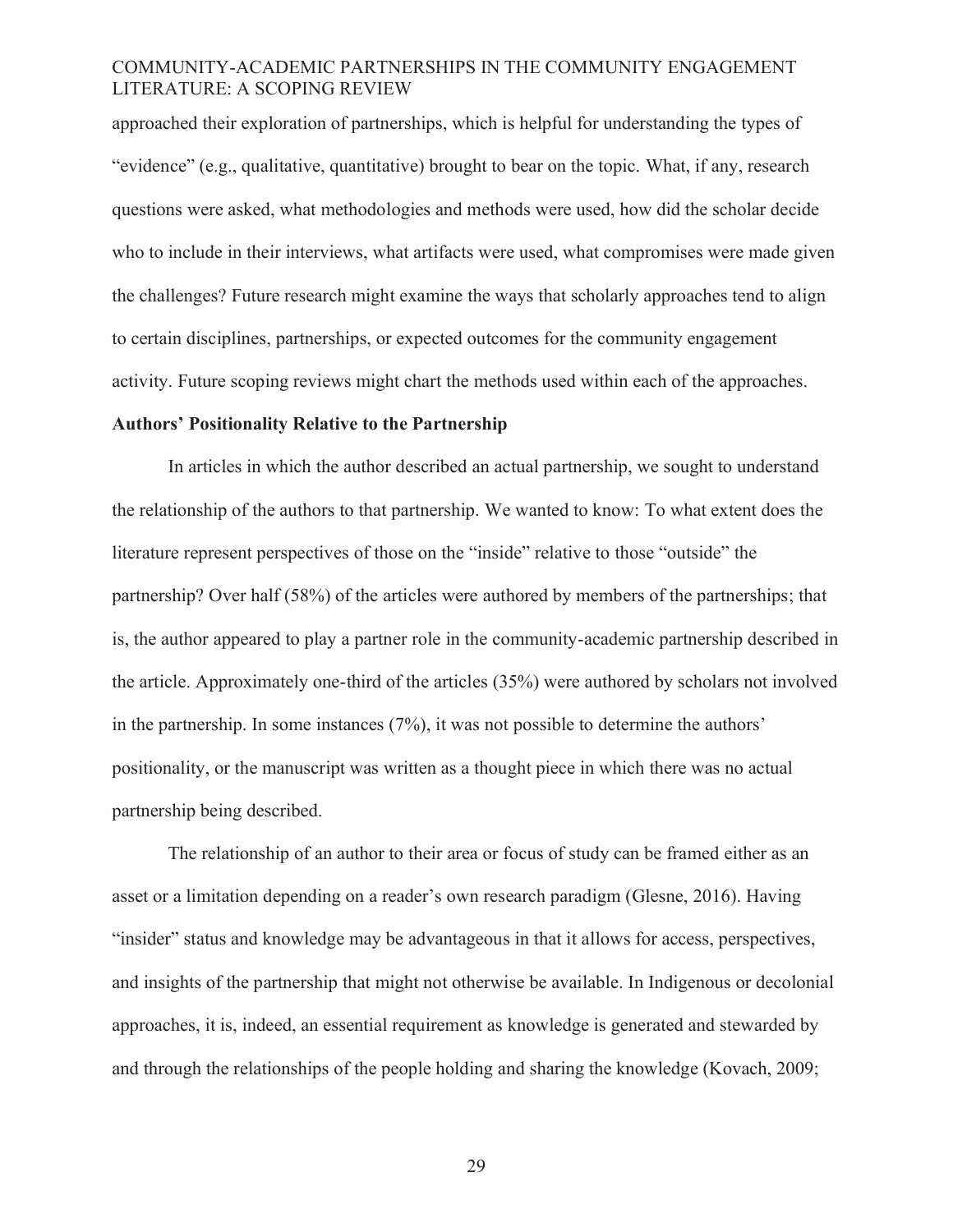approached their exploration of partnerships, which is helpful for understanding the types of "evidence" (e.g., qualitative, quantitative) brought to bear on the topic. What, if any, research questions were asked, what methodologies and methods were used, how did the scholar decide who to include in their interviews, what artifacts were used, what compromises were made given the challenges? Future research might examine the ways that scholarly approaches tend to align to certain disciplines, partnerships, or expected outcomes for the community engagement activity. Future scoping reviews might chart the methods used within each of the approaches.

### Authors' Positionality Relative to the Partnership

In articles in which the author described an actual partnership, we sought to understand the relationship of the authors to that partnership. We wanted to know: To what extent does the literature represent perspectives of those on the "inside" relative to those "outside" the partnership? Over half (58%) of the articles were authored by members of the partnerships; that is, the author appeared to play a partner role in the community-academic partnership described in the article. Approximately one-third of the articles (35%) were authored by scholars not involved in the partnership. In some instances (7%), it was not possible to determine the authors' positionality, or the manuscript was written as a thought piece in which there was no actual partnership being described.

The relationship of an author to their area or focus of study can be framed either as an asset or a limitation depending on a reader's own research paradigm (Glesne, 2016). Having "insider" status and knowledge may be advantageous in that it allows for access, perspectives, and insights of the partnership that might not otherwise be available. In Indigenous or decolonial approaches, it is, indeed, an essential requirement as knowledge is generated and stewarded by and through the relationships of the people holding and sharing the knowledge (Kovach, 2009;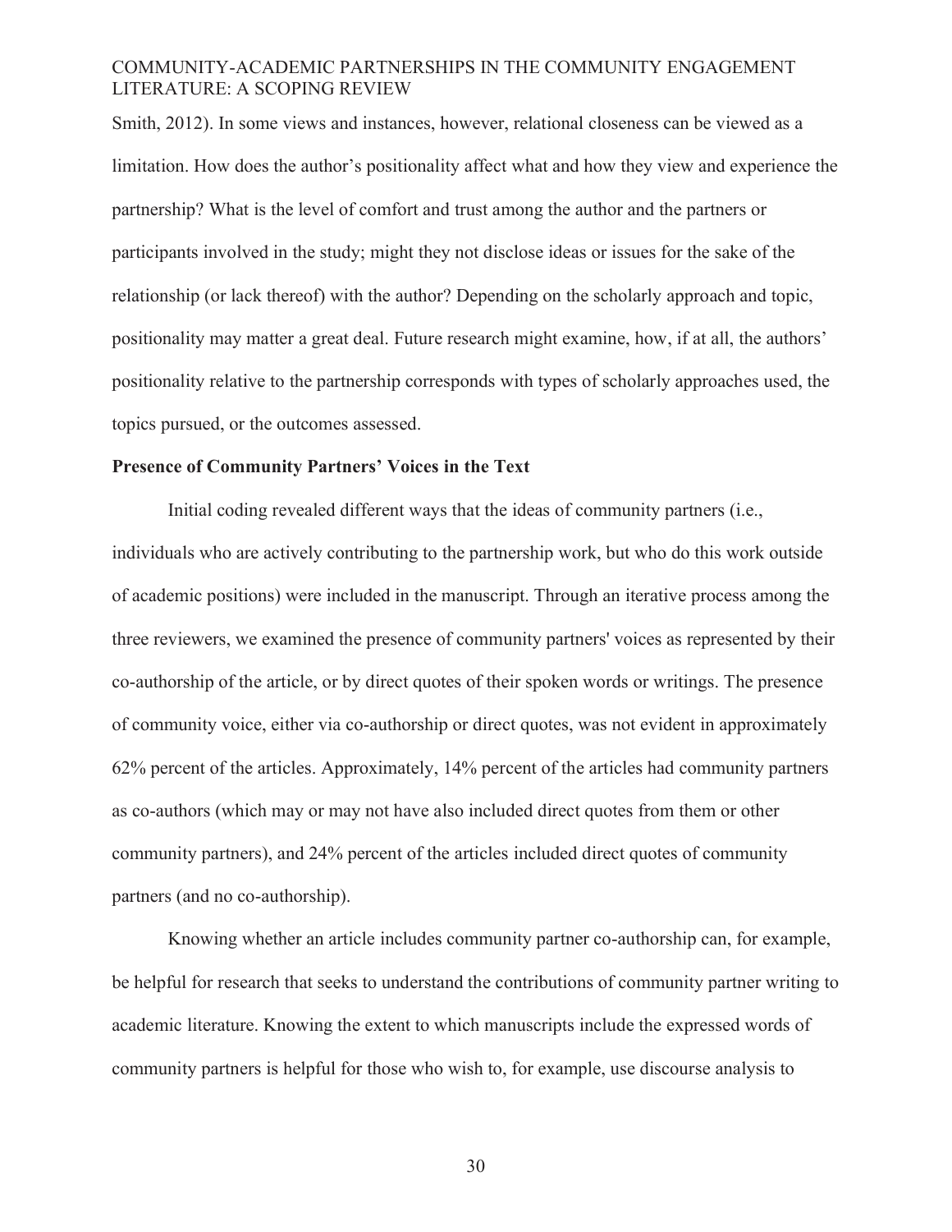Smith, 2012). In some views and instances, however, relational closeness can be viewed as a limitation. How does the author's positionality affect what and how they view and experience the partnership? What is the level of comfort and trust among the author and the partners or participants involved in the study; might they not disclose ideas or issues for the sake of the relationship (or lack thereof) with the author? Depending on the scholarly approach and topic, positionality may matter a great deal. Future research might examine, how, if at all, the authors' positionality relative to the partnership corresponds with types of scholarly approaches used, the topics pursued, or the outcomes assessed.

### Presence of Community Partners' Voices in the Text

Initial coding revealed different ways that the ideas of community partners (i.e., individuals who are actively contributing to the partnership work, but who do this work outside of academic positions) were included in the manuscript. Through an iterative process among the three reviewers, we examined the presence of community partners' voices as represented by their co-authorship of the article, or by direct quotes of their spoken words or writings. The presence of community voice, either via co-authorship or direct quotes, was not evident in approximately 62% percent of the articles. Approximately, 14% percent of the articles had community partners as co-authors (which may or may not have also included direct quotes from them or other community partners), and 24% percent of the articles included direct quotes of community partners (and no co-authorship).

Knowing whether an article includes community partner co-authorship can, for example, be helpful for research that seeks to understand the contributions of community partner writing to academic literature. Knowing the extent to which manuscripts include the expressed words of community partners is helpful for those who wish to, for example, use discourse analysis to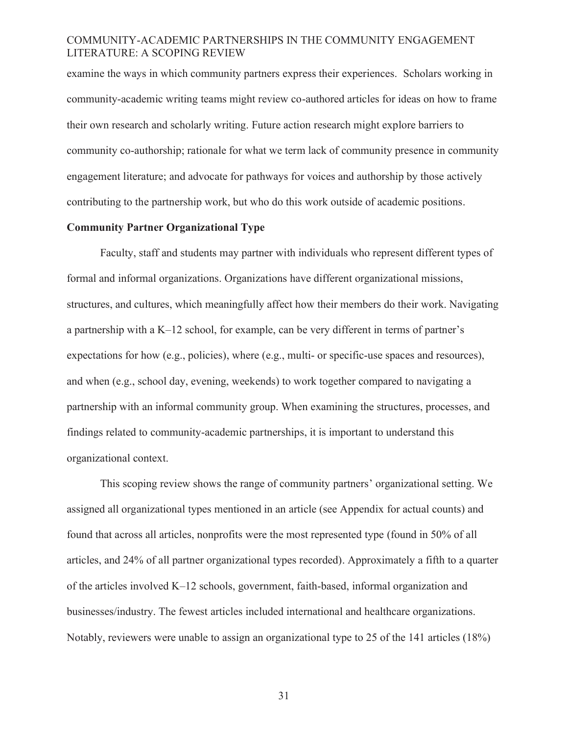examine the ways in which community partners express their experiences. Scholars working in community-academic writing teams might review co-authored articles for ideas on how to frame their own research and scholarly writing. Future action research might explore barriers to community co-authorship; rationale for what we term lack of community presence in community engagement literature; and advocate for pathways for voices and authorship by those actively contributing to the partnership work, but who do this work outside of academic positions.

**Community Partner Organizational Type**

Faculty, staff and students may partner with individuals who represent different types of formal and informal organizations. Organizations have different organizational missions, structures, and cultures, which meaningfully affect how their members do their work. Navigating a partnership with a K–12 school, for example, can be very different in terms of partner's expectations for how (e.g., policies), where (e.g., multi- or specific-use spaces and resources), and when (e.g., school day, evening, weekends) to work together compared to navigating a partnership with an informal community group. When examining the structures, processes, and findings related to community-academic partnerships, it is important to understand this organizational context.

This scoping review shows the range of community partners' organizational setting. We assigned all organizational types mentioned in an article (see Appendix for actual counts) and found that across all articles, nonprofits were the most represented type (found in 50% of all articles, and 24% of all partner organizational types recorded). Approximately a fifth to a quarter of the articles involved K–12 schools, government, faith-based, informal organization and businesses/industry. The fewest articles included international and healthcare organizations. Notably, reviewers were unable to assign an organizational type to 25 of the 141 articles (18%)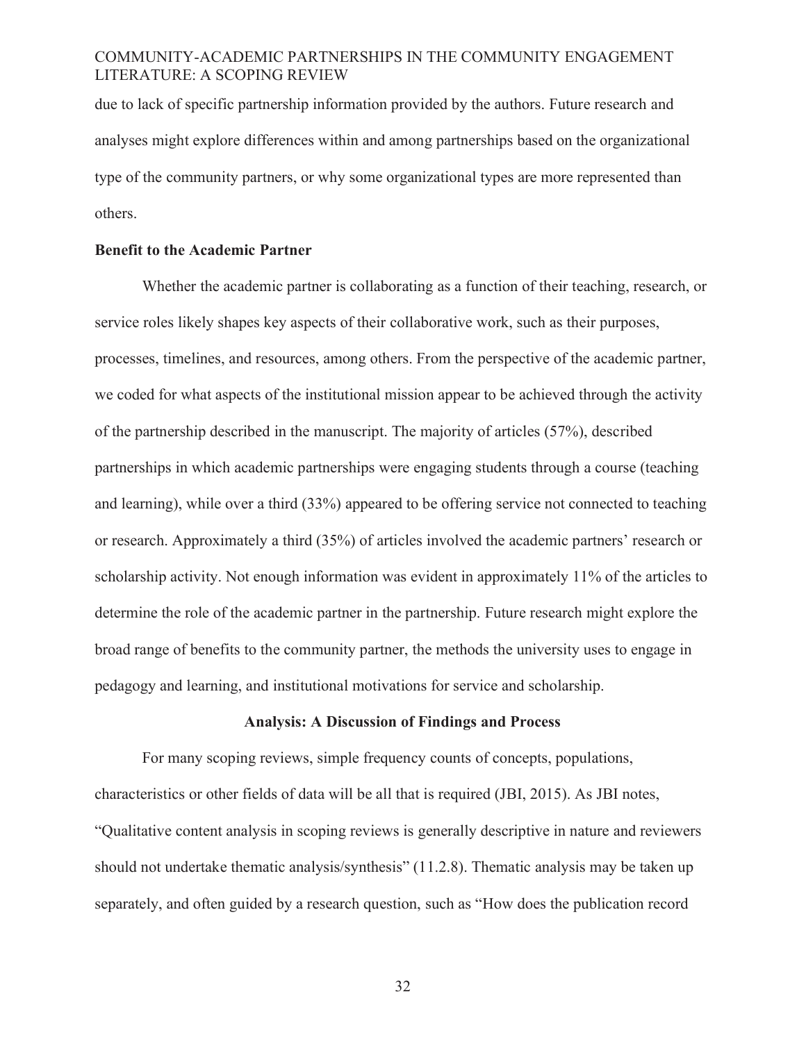due to lack of specific partnership information provided by the authors. Future research and analyses might explore differences within and among partnerships based on the organizational type of the community partners, or why some organizational types are more represented than others.

### Benefit to the Academic Partner

Whether the academic partner is collaborating as a function of their teaching, research, or service roles likely shapes key aspects of their collaborative work, such as their purposes, processes, timelines, and resources, among others. From the perspective of the academic partner, we coded for what aspects of the institutional mission appear to be achieved through the activity of the partnership described in the manuscript. The majority of articles (57%), described partnerships in which academic partnerships were engaging students through a course (teaching and learning), while over a third (33%) appeared to be offering service not connected to teaching or research. Approximately a third (35%) of articles involved the academic partners' research or scholarship activity. Not enough information was evident in approximately 11% of the articles to determine the role of the academic partner in the partnership. Future research might explore the broad range of benefits to the community partner, the methods the university uses to engage in pedagogy and learning, and institutional motivations for service and scholarship.

## Analysis: A Discussion of Findings and Process

For many scoping reviews, simple frequency counts of concepts, populations, characteristics or other fields of data will be all that is required (JBI, 2015). As JBI notes, "Qualitative content analysis in scoping reviews is generally descriptive in nature and reviewers should not undertake thematic analysis/synthesis" (11.2.8). Thematic analysis may be taken up separately, and often guided by a research question, such as "How does the publication record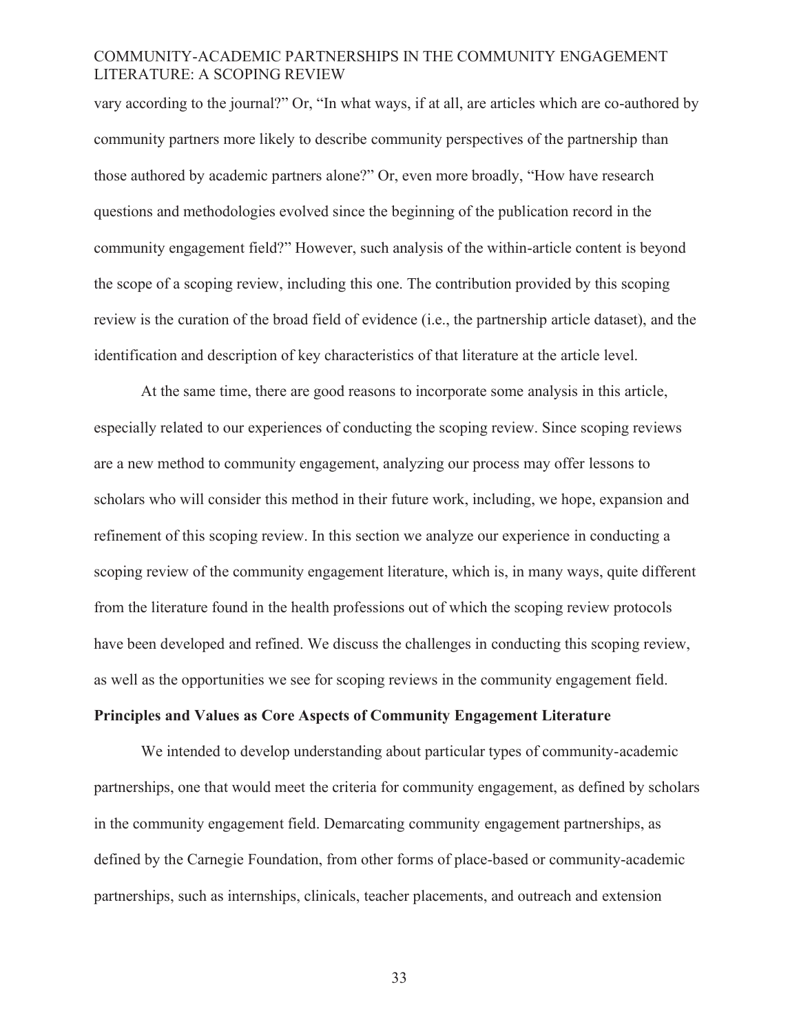vary according to the journal?" Or, "In what ways, if at all, are articles which are co-authored by community partners more likely to describe community perspectives of the partnership than those authored by academic partners alone?" Or, even more broadly, "How have research questions and methodologies evolved since the beginning of the publication record in the community engagement field?" However, such analysis of the within-article content is beyond the scope of a scoping review, including this one. The contribution provided by this scoping review is the curation of the broad field of evidence (i.e., the partnership article dataset), and the identification and description of key characteristics of that literature at the article level.

At the same time, there are good reasons to incorporate some analysis in this article, especially related to our experiences of conducting the scoping review. Since scoping reviews are a new method to community engagement, analyzing our process may offer lessons to scholars who will consider this method in their future work, including, we hope, expansion and refinement of this scoping review. In this section we analyze our experience in conducting a scoping review of the community engagement literature, which is, in many ways, quite different from the literature found in the health professions out of which the scoping review protocols have been developed and refined. We discuss the challenges in conducting this scoping review, as well as the opportunities we see for scoping reviews in the community engagement field.

**Principles and Values as Core Aspects of Community Engagement Literature**

We intended to develop understanding about particular types of community-academic partnerships, one that would meet the criteria for community engagement, as defined by scholars in the community engagement field. Demarcating community engagement partnerships, as defined by the Carnegie Foundation, from other forms of place-based or community-academic partnerships, such as internships, clinicals, teacher placements, and outreach and extension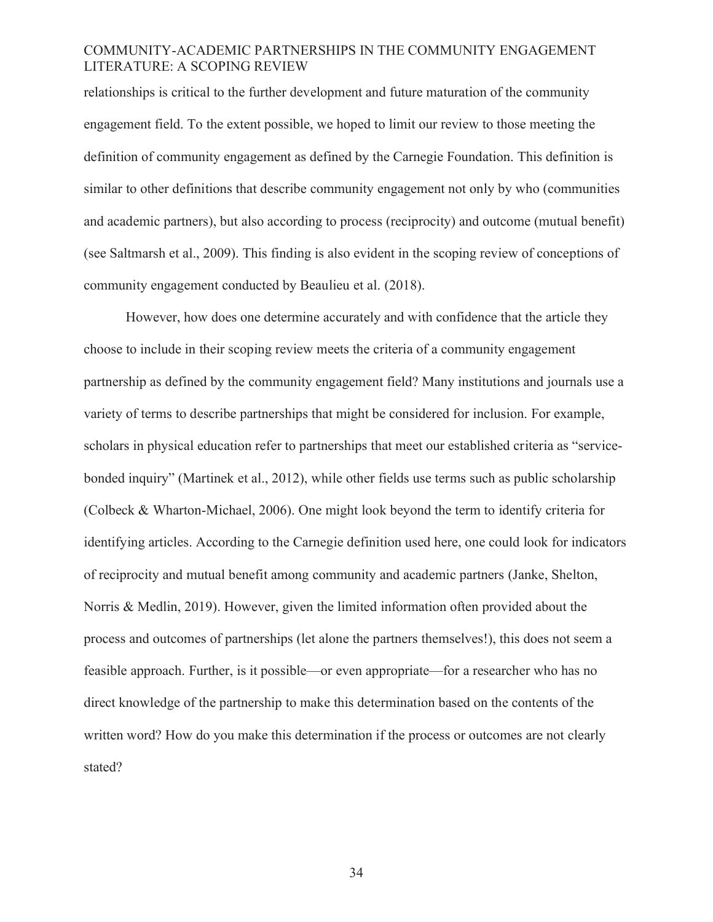relationships is critical to the further development and future maturation of the community engagement field. To the extent possible, we hoped to limit our review to those meeting the definition of community engagement as defined by the Carnegie Foundation. This definition is similar to other definitions that describe community engagement not only by who (communities and academic partners), but also according to process (reciprocity) and outcome (mutual benefit) (see Saltmarsh et al., 2009). This finding is also evident in the scoping review of conceptions of community engagement conducted by Beaulieu et al. (2018).

However, how does one determine accurately and with confidence that the article they choose to include in their scoping review meets the criteria of a community engagement partnership as defined by the community engagement field? Many institutions and journals use a variety of terms to describe partnerships that might be considered for inclusion. For example, scholars in physical education refer to partnerships that meet our established criteria as "service-bonded inquiry" (Martinek et al., 2012), while other fields use terms such as public scholarship (Colbeck & Wharton-Michael, 2006). One might look beyond the term to identify criteria for identifying articles. According to the Carnegie definition used here, one could look for indicators of reciprocity and mutual benefit among community and academic partners (Janke, Shelton, Norris & Medlin, 2019). However, given the limited information often provided about the process and outcomes of partnerships (let alone the partners themselves!), this does not seem a feasible approach. Further, is it possible—or even appropriate—for a researcher who has no direct knowledge of the partnership to make this determination based on the contents of the written word? How do you make this determination if the process or outcomes are not clearly stated?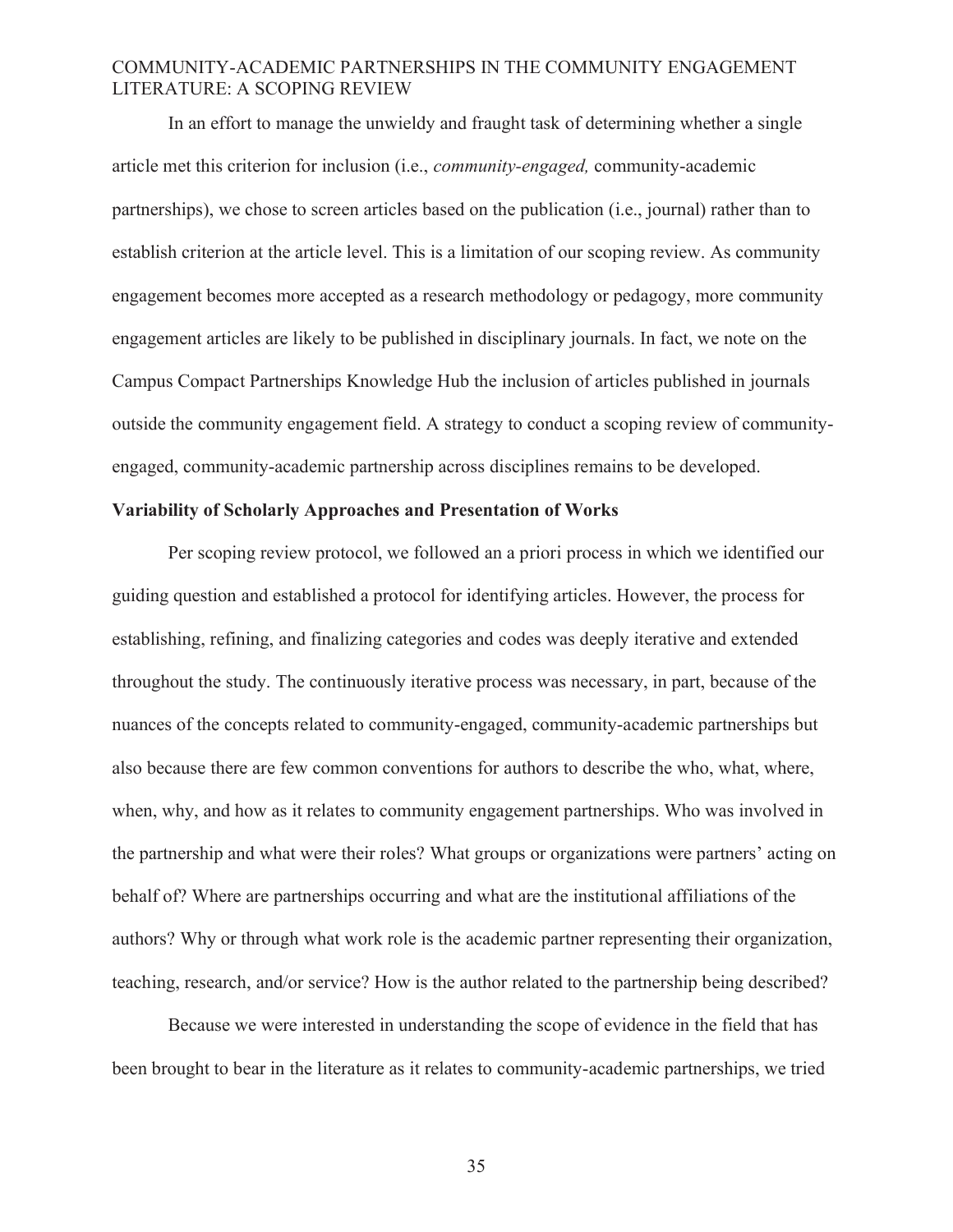In an effort to manage the unwieldy and fraught task of determining whether a single article met this criterion for inclusion (i.e., *community-engaged,* community-academic partnerships), we chose to screen articles based on the publication (i.e., journal) rather than to establish criterion at the article level. This is a limitation of our scoping review. As community engagement becomes more accepted as a research methodology or pedagogy, more community engagement articles are likely to be published in disciplinary journals. In fact, we note on the Campus Compact Partnerships Knowledge Hub the inclusion of articles published in journals outside the community engagement field. A strategy to conduct a scoping review of community-engaged, community-academic partnership across disciplines remains to be developed.

### Variability of Scholarly Approaches and Presentation of Works

Per scoping review protocol, we followed an a priori process in which we identified our guiding question and established a protocol for identifying articles. However, the process for establishing, refining, and finalizing categories and codes was deeply iterative and extended throughout the study. The continuously iterative process was necessary, in part, because of the nuances of the concepts related to community-engaged, community-academic partnerships but also because there are few common conventions for authors to describe the who, what, where, when, why, and how as it relates to community engagement partnerships. Who was involved in the partnership and what were their roles? What groups or organizations were partners' acting on behalf of? Where are partnerships occurring and what are the institutional affiliations of the authors? Why or through what work role is the academic partner representing their organization, teaching, research, and/or service? How is the author related to the partnership being described?

Because we were interested in understanding the scope of evidence in the field that has been brought to bear in the literature as it relates to community-academic partnerships, we tried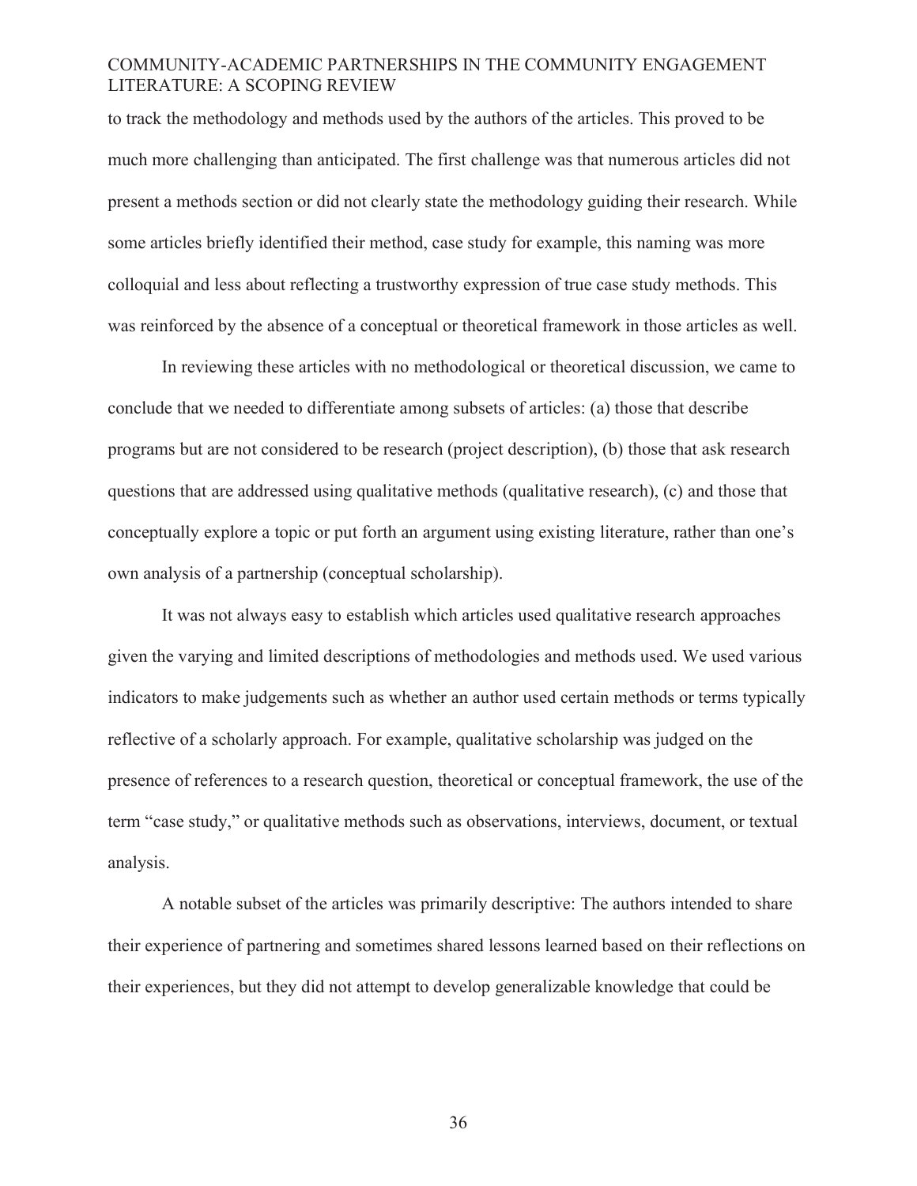to track the methodology and methods used by the authors of the articles. This proved to be much more challenging than anticipated. The first challenge was that numerous articles did not present a methods section or did not clearly state the methodology guiding their research. While some articles briefly identified their method, case study for example, this naming was more colloquial and less about reflecting a trustworthy expression of true case study methods. This was reinforced by the absence of a conceptual or theoretical framework in those articles as well.

In reviewing these articles with no methodological or theoretical discussion, we came to conclude that we needed to differentiate among subsets of articles: (a) those that describe programs but are not considered to be research (project description), (b) those that ask research questions that are addressed using qualitative methods (qualitative research), (c) and those that conceptually explore a topic or put forth an argument using existing literature, rather than one's own analysis of a partnership (conceptual scholarship).

It was not always easy to establish which articles used qualitative research approaches given the varying and limited descriptions of methodologies and methods used. We used various indicators to make judgements such as whether an author used certain methods or terms typically reflective of a scholarly approach. For example, qualitative scholarship was judged on the presence of references to a research question, theoretical or conceptual framework, the use of the term "case study," or qualitative methods such as observations, interviews, document, or textual analysis.

A notable subset of the articles was primarily descriptive: The authors intended to share their experience of partnering and sometimes shared lessons learned based on their reflections on their experiences, but they did not attempt to develop generalizable knowledge that could be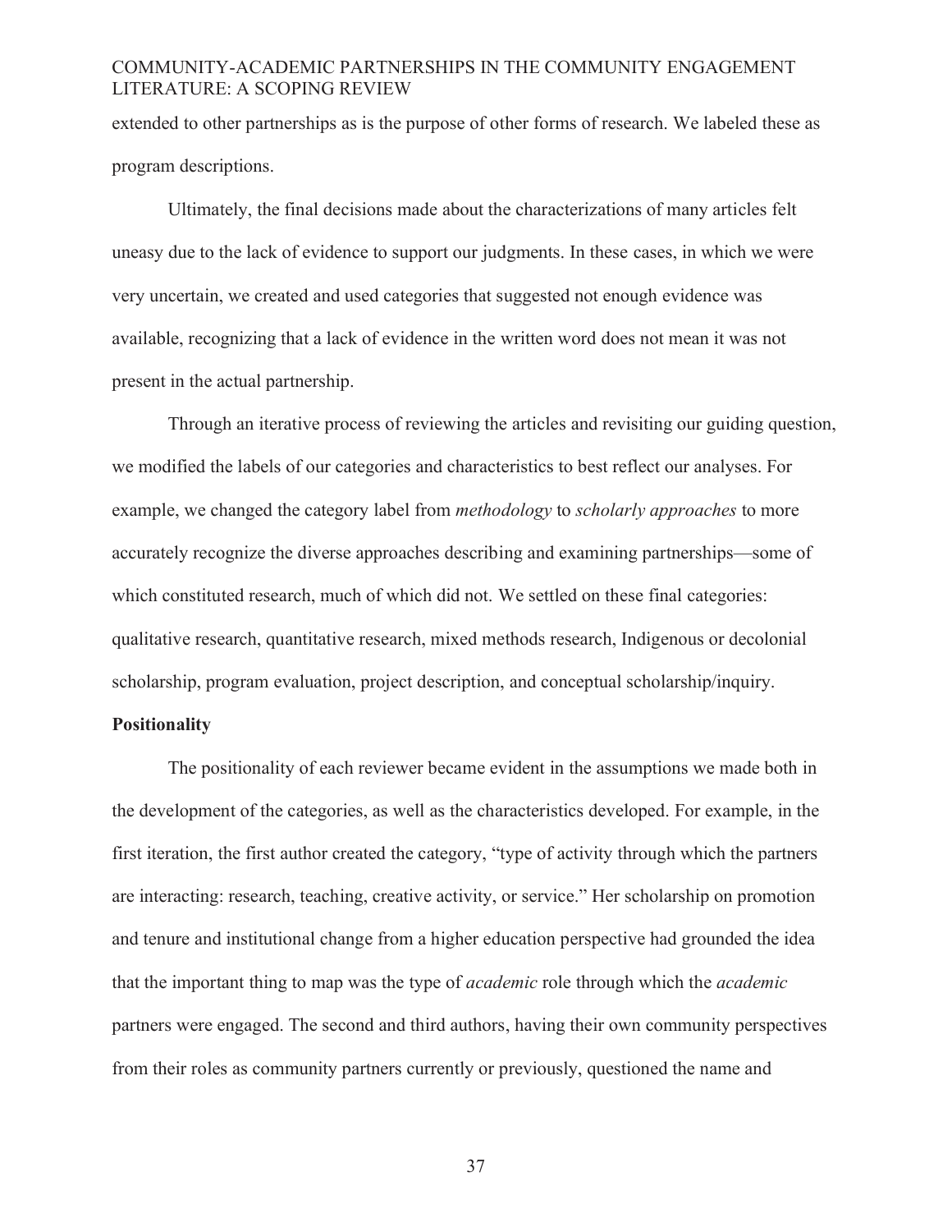extended to other partnerships as is the purpose of other forms of research. We labeled these as program descriptions.

Ultimately, the final decisions made about the characterizations of many articles felt uneasy due to the lack of evidence to support our judgments. In these cases, in which we were very uncertain, we created and used categories that suggested not enough evidence was available, recognizing that a lack of evidence in the written word does not mean it was not present in the actual partnership.

Through an iterative process of reviewing the articles and revisiting our guiding question, we modified the labels of our categories and characteristics to best reflect our analyses. For example, we changed the category label from *methodology* to *scholarly approaches* to more accurately recognize the diverse approaches describing and examining partnerships—some of which constituted research, much of which did not. We settled on these final categories: qualitative research, quantitative research, mixed methods research, Indigenous or decolonial scholarship, program evaluation, project description, and conceptual scholarship/inquiry.

**Positionality**

The positionality of each reviewer became evident in the assumptions we made both in the development of the categories, as well as the characteristics developed. For example, in the first iteration, the first author created the category, "type of activity through which the partners are interacting: research, teaching, creative activity, or service." Her scholarship on promotion and tenure and institutional change from a higher education perspective had grounded the idea that the important thing to map was the type of *academic* role through which the *academic* partners were engaged. The second and third authors, having their own community perspectives from their roles as community partners currently or previously, questioned the name and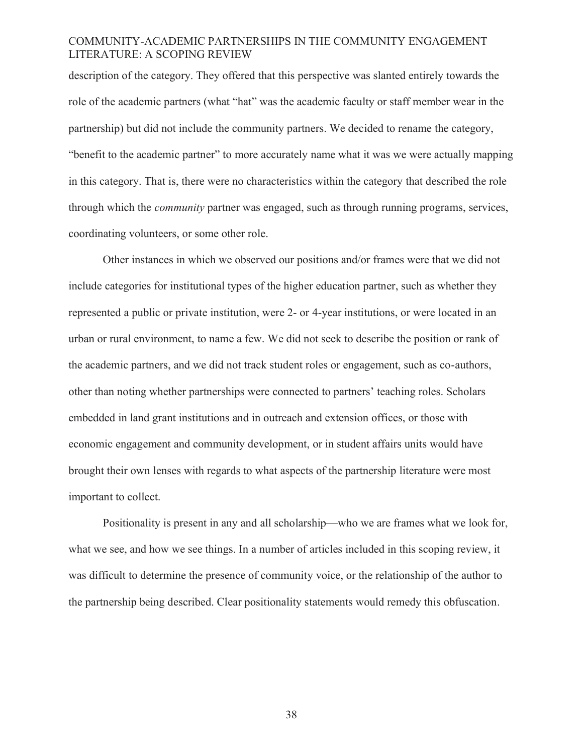description of the category. They offered that this perspective was slanted entirely towards the role of the academic partners (what "hat" was the academic faculty or staff member wear in the partnership) but did not include the community partners. We decided to rename the category, "benefit to the academic partner" to more accurately name what it was we were actually mapping in this category. That is, there were no characteristics within the category that described the role through which the *community* partner was engaged, such as through running programs, services, coordinating volunteers, or some other role.

Other instances in which we observed our positions and/or frames were that we did not include categories for institutional types of the higher education partner, such as whether they represented a public or private institution, were 2- or 4-year institutions, or were located in an urban or rural environment, to name a few. We did not seek to describe the position or rank of the academic partners, and we did not track student roles or engagement, such as co-authors, other than noting whether partnerships were connected to partners' teaching roles. Scholars embedded in land grant institutions and in outreach and extension offices, or those with economic engagement and community development, or in student affairs units would have brought their own lenses with regards to what aspects of the partnership literature were most important to collect.

Positionality is present in any and all scholarship—who we are frames what we look for, what we see, and how we see things. In a number of articles included in this scoping review, it was difficult to determine the presence of community voice, or the relationship of the author to the partnership being described. Clear positionality statements would remedy this obfuscation.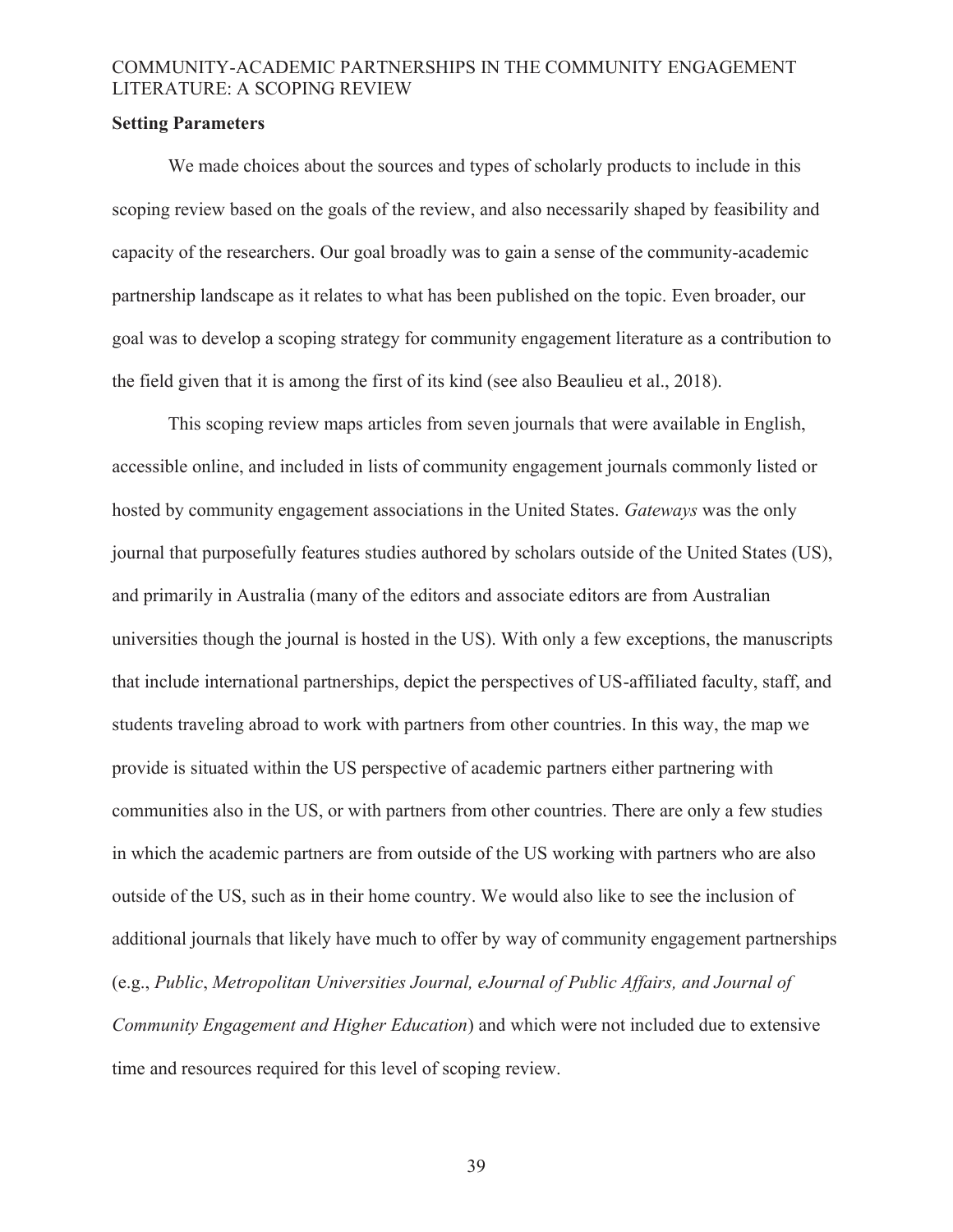### Setting Parameters

We made choices about the sources and types of scholarly products to include in this scoping review based on the goals of the review, and also necessarily shaped by feasibility and capacity of the researchers. Our goal broadly was to gain a sense of the community-academic partnership landscape as it relates to what has been published on the topic. Even broader, our goal was to develop a scoping strategy for community engagement literature as a contribution to the field given that it is among the first of its kind (see also Beaulieu et al., 2018).

This scoping review maps articles from seven journals that were available in English, accessible online, and included in lists of community engagement journals commonly listed or hosted by community engagement associations in the United States. *Gateways* was the only journal that purposefully features studies authored by scholars outside of the United States (US), and primarily in Australia (many of the editors and associate editors are from Australian universities though the journal is hosted in the US). With only a few exceptions, the manuscripts that include international partnerships, depict the perspectives of US-affiliated faculty, staff, and students traveling abroad to work with partners from other countries. In this way, the map we provide is situated within the US perspective of academic partners either partnering with communities also in the US, or with partners from other countries. There are only a few studies in which the academic partners are from outside of the US working with partners who are also outside of the US, such as in their home country. We would also like to see the inclusion of additional journals that likely have much to offer by way of community engagement partnerships (e.g., *Public*, *Metropolitan Universities Journal, eJournal of Public Affairs, and Journal of Community Engagement and Higher Education*) and which were not included due to extensive time and resources required for this level of scoping review.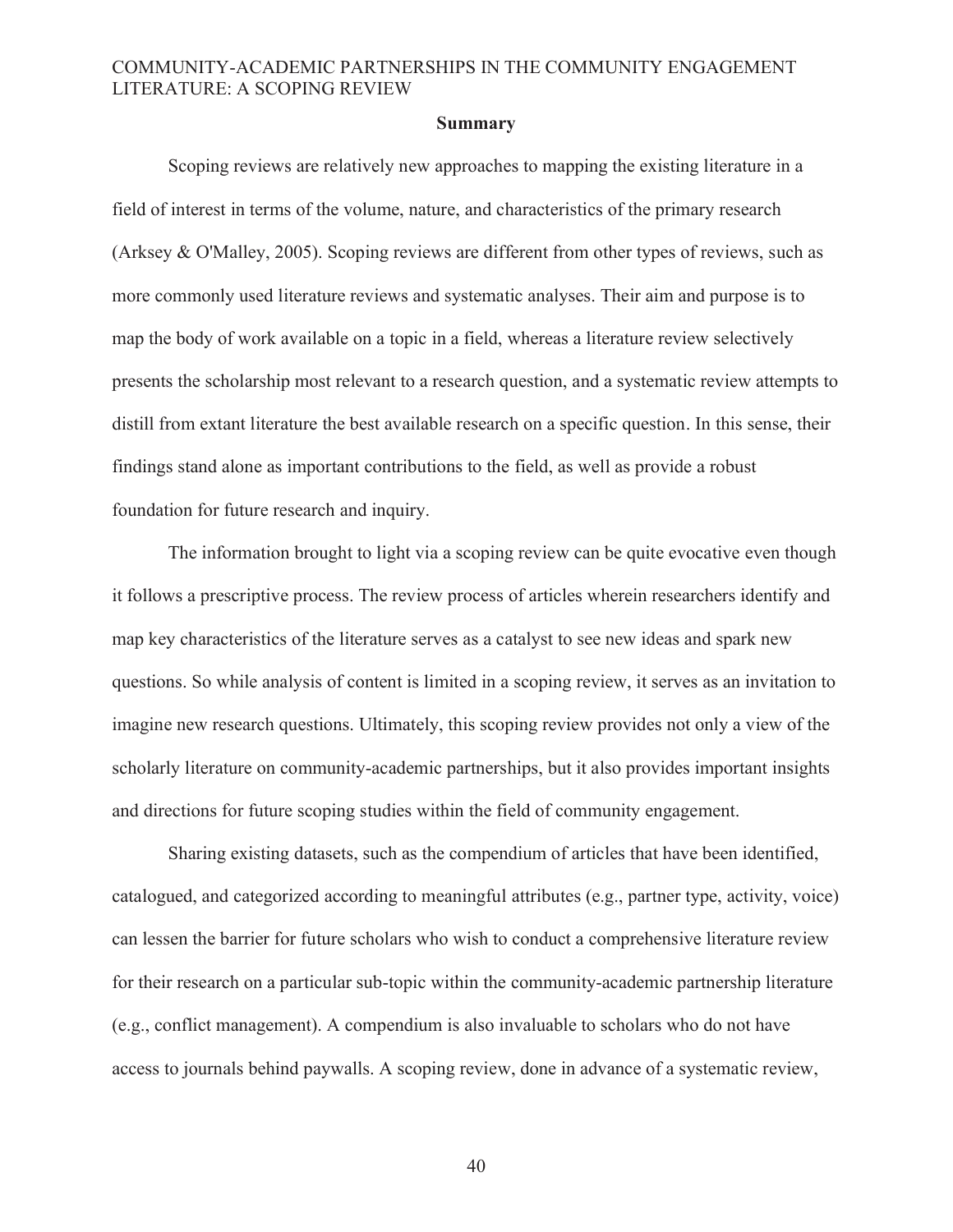## Summary

Scoping reviews are relatively new approaches to mapping the existing literature in a field of interest in terms of the volume, nature, and characteristics of the primary research (Arksey & O'Malley, 2005). Scoping reviews are different from other types of reviews, such as more commonly used literature reviews and systematic analyses. Their aim and purpose is to map the body of work available on a topic in a field, whereas a literature review selectively presents the scholarship most relevant to a research question, and a systematic review attempts to distill from extant literature the best available research on a specific question. In this sense, their findings stand alone as important contributions to the field, as well as provide a robust foundation for future research and inquiry.

The information brought to light via a scoping review can be quite evocative even though it follows a prescriptive process. The review process of articles wherein researchers identify and map key characteristics of the literature serves as a catalyst to see new ideas and spark new questions. So while analysis of content is limited in a scoping review, it serves as an invitation to imagine new research questions. Ultimately, this scoping review provides not only a view of the scholarly literature on community-academic partnerships, but it also provides important insights and directions for future scoping studies within the field of community engagement.

Sharing existing datasets, such as the compendium of articles that have been identified, catalogued, and categorized according to meaningful attributes (e.g., partner type, activity, voice) can lessen the barrier for future scholars who wish to conduct a comprehensive literature review for their research on a particular sub-topic within the community-academic partnership literature (e.g., conflict management). A compendium is also invaluable to scholars who do not have access to journals behind paywalls. A scoping review, done in advance of a systematic review,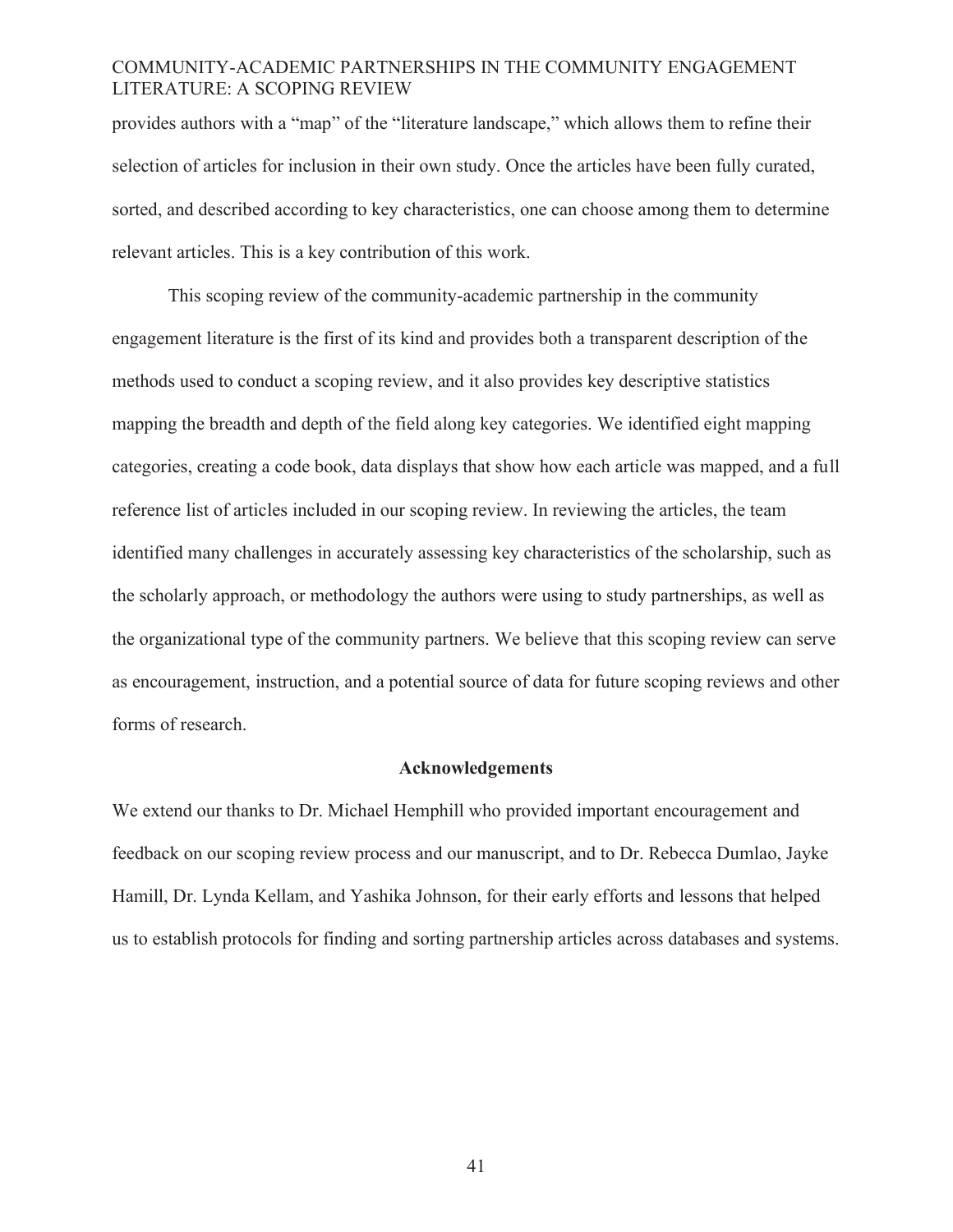provides authors with a "map" of the "literature landscape," which allows them to refine their selection of articles for inclusion in their own study. Once the articles have been fully curated, sorted, and described according to key characteristics, one can choose among them to determine relevant articles. This is a key contribution of this work.

This scoping review of the community-academic partnership in the community engagement literature is the first of its kind and provides both a transparent description of the methods used to conduct a scoping review, and it also provides key descriptive statistics mapping the breadth and depth of the field along key categories. We identified eight mapping categories, creating a code book, data displays that show how each article was mapped, and a full reference list of articles included in our scoping review. In reviewing the articles, the team identified many challenges in accurately assessing key characteristics of the scholarship, such as the scholarly approach, or methodology the authors were using to study partnerships, as well as the organizational type of the community partners. We believe that this scoping review can serve as encouragement, instruction, and a potential source of data for future scoping reviews and other forms of research.

## Acknowledgements

We extend our thanks to Dr. Michael Hemphill who provided important encouragement and feedback on our scoping review process and our manuscript, and to Dr. Rebecca Dumlao, Jayke Hamill, Dr. Lynda Kellam, and Yashika Johnson, for their early efforts and lessons that helped us to establish protocols for finding and sorting partnership articles across databases and systems.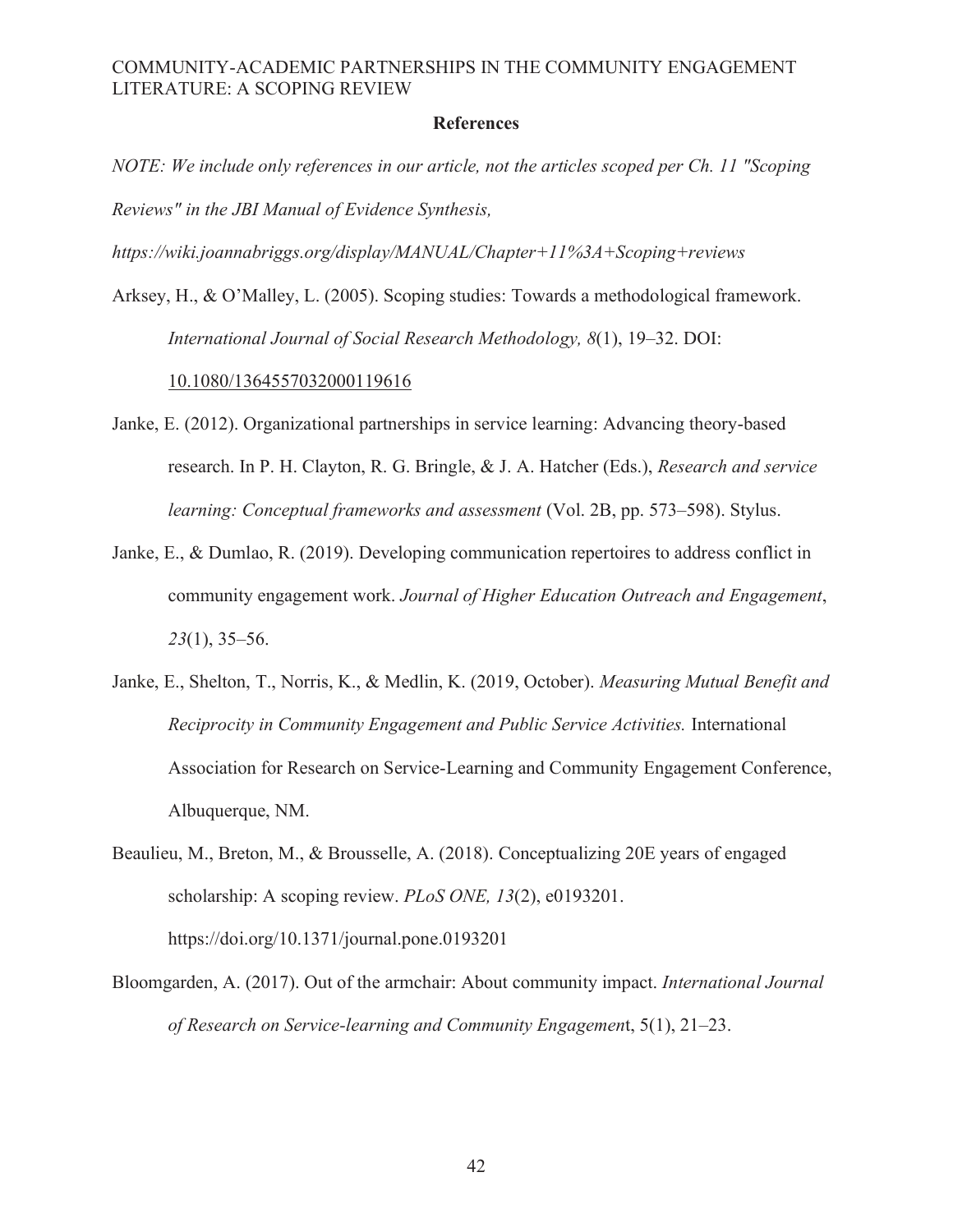## References

*NOTE: We include only references in our article, not the articles scoped per Ch. 11 "Scoping Reviews" in the JBI Manual of Evidence Synthesis, https://wiki.joannabriggs.org/display/MANUAL/Chapter+11%3A+Scoping+reviews*

Arksey, H., & O'Malley, L. (2005). Scoping studies: Towards a methodological framework. *International Journal of Social Research Methodology, 8*(1), 19–32. DOI: 10.1080/1364557032000119616

Janke, E. (2012). Organizational partnerships in service learning: Advancing theory-based research. In P. H. Clayton, R. G. Bringle, & J. A. Hatcher (Eds.), *Research and service learning: Conceptual frameworks and assessment* (Vol. 2B, pp. 573–598). Stylus.

Janke, E., & Dumlao, R. (2019). Developing communication repertoires to address conflict in community engagement work. *Journal of Higher Education Outreach and Engagement*, *23*(1), 35–56.

Janke, E., Shelton, T., Norris, K., & Medlin, K. (2019, October). *Measuring Mutual Benefit and Reciprocity in Community Engagement and Public Service Activities.* International Association for Research on Service-Learning and Community Engagement Conference, Albuquerque, NM.

Beaulieu, M., Breton, M., & Brousselle, A. (2018). Conceptualizing 20E years of engaged scholarship: A scoping review. *PLoS ONE, 13*(2), e0193201. https://doi.org/10.1371/journal.pone.0193201

Bloomgarden, A. (2017). Out of the armchair: About community impact. *International Journal of Research on Service-learning and Community Engagemen*t, 5(1), 21–23.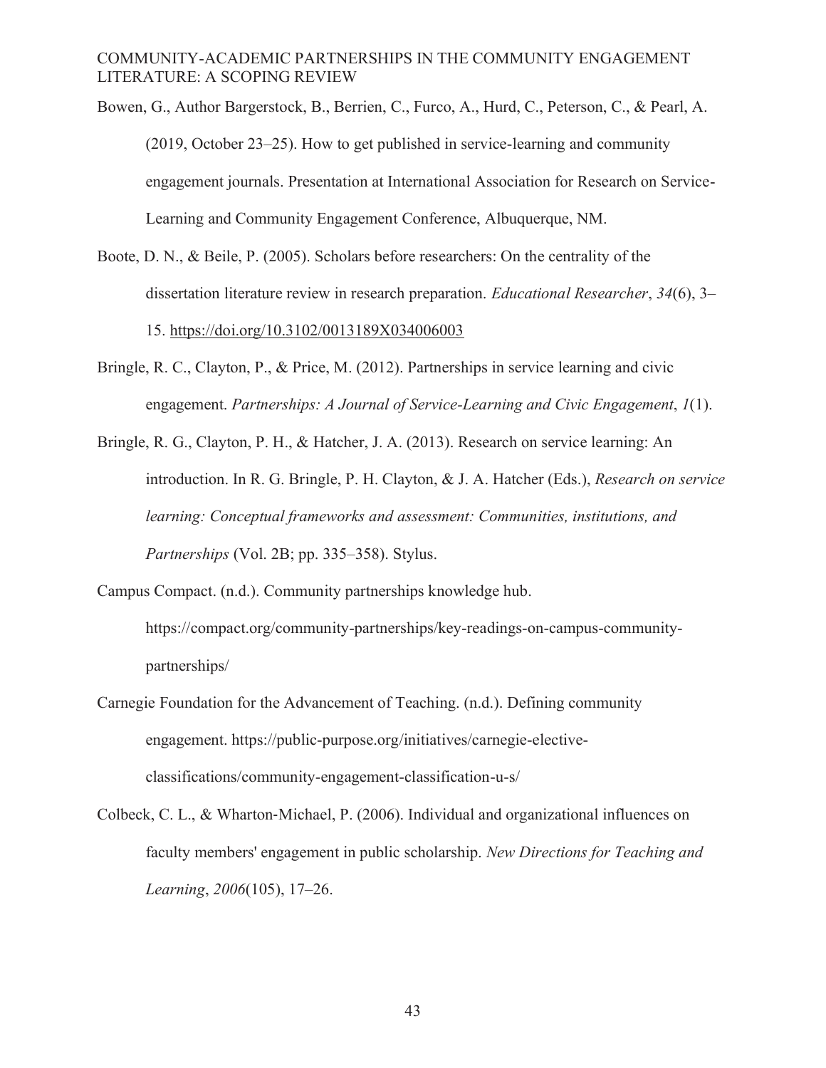Bowen, G., Author Bargerstock, B., Berrien, C., Furco, A., Hurd, C., Peterson, C., & Pearl, A. (2019, October 23–25). How to get published in service-learning and community engagement journals. Presentation at International Association for Research on Service-Learning and Community Engagement Conference, Albuquerque, NM.

Boote, D. N., & Beile, P. (2005). Scholars before researchers: On the centrality of the dissertation literature review in research preparation. *Educational Researcher*, *34*(6), 3–15. https://doi.org/10.3102/0013189X034006003

Bringle, R. C., Clayton, P., & Price, M. (2012). Partnerships in service learning and civic engagement. *Partnerships: A Journal of Service-Learning and Civic Engagement*, *1*(1).

Bringle, R. G., Clayton, P. H., & Hatcher, J. A. (2013). Research on service learning: An introduction. In R. G. Bringle, P. H. Clayton, & J. A. Hatcher (Eds.), *Research on service learning: Conceptual frameworks and assessment: Communities, institutions, and Partnerships* (Vol. 2B; pp. 335–358). Stylus.

Campus Compact. (n.d.). Community partnerships knowledge hub. https://compact.org/community-partnerships/key-readings-on-campus-community-partnerships/

Carnegie Foundation for the Advancement of Teaching. (n.d.). Defining community engagement. https://public-purpose.org/initiatives/carnegie-elective-classifications/community-engagement-classification-u-s/

Colbeck, C. L., & Wharton-Michael, P. (2006). Individual and organizational influences on faculty members' engagement in public scholarship. *New Directions for Teaching and Learning*, *2006*(105), 17–26.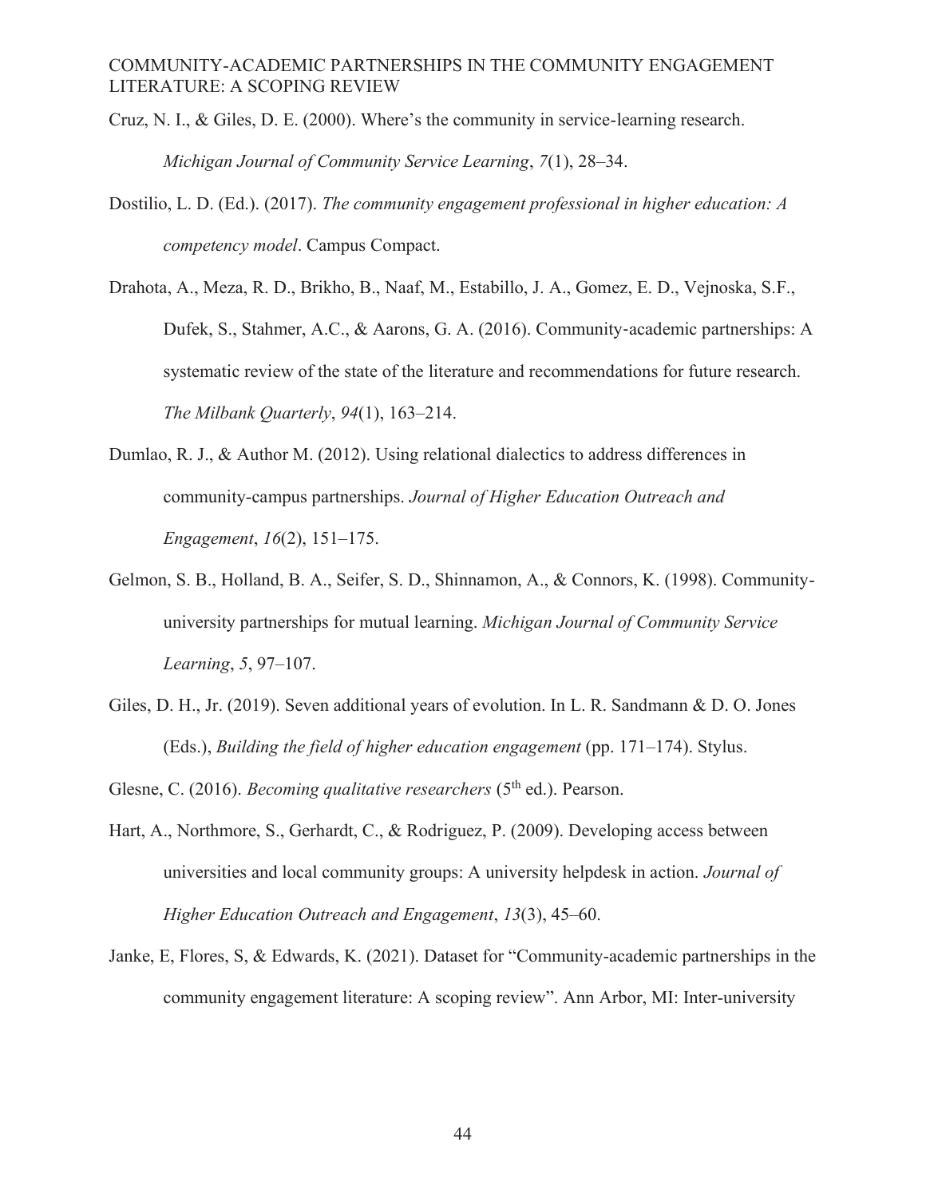Cruz, N. I., & Giles, D. E. (2000). Where's the community in service-learning research. *Michigan Journal of Community Service Learning*, *7*(1), 28–34.

Dostilio, L. D. (Ed.). (2017). *The community engagement professional in higher education: A competency model*. Campus Compact.

Drahota, A., Meza, R. D., Brikho, B., Naaf, M., Estabillo, J. A., Gomez, E. D., Vejnoska, S.F., Dufek, S., Stahmer, A.C., & Aarons, G. A. (2016). Community-academic partnerships: A systematic review of the state of the literature and recommendations for future research. *The Milbank Quarterly*, *94*(1), 163–214.

Dumlao, R. J., & Author M. (2012). Using relational dialectics to address differences in community-campus partnerships. *Journal of Higher Education Outreach and Engagement*, *16*(2), 151–175.

Gelmon, S. B., Holland, B. A., Seifer, S. D., Shinnamon, A., & Connors, K. (1998). Community-university partnerships for mutual learning. *Michigan Journal of Community Service Learning*, *5*, 97–107.

Giles, D. H., Jr. (2019). Seven additional years of evolution. In L. R. Sandmann & D. O. Jones (Eds.), *Building the field of higher education engagement* (pp. 171–174). Stylus.

Glesne, C. (2016). *Becoming qualitative researchers* (5th ed.). Pearson.

Hart, A., Northmore, S., Gerhardt, C., & Rodriguez, P. (2009). Developing access between universities and local community groups: A university helpdesk in action. *Journal of Higher Education Outreach and Engagement*, *13*(3), 45–60.

Janke, E, Flores, S, & Edwards, K. (2021). Dataset for "Community-academic partnerships in the community engagement literature: A scoping review". Ann Arbor, MI: Inter-university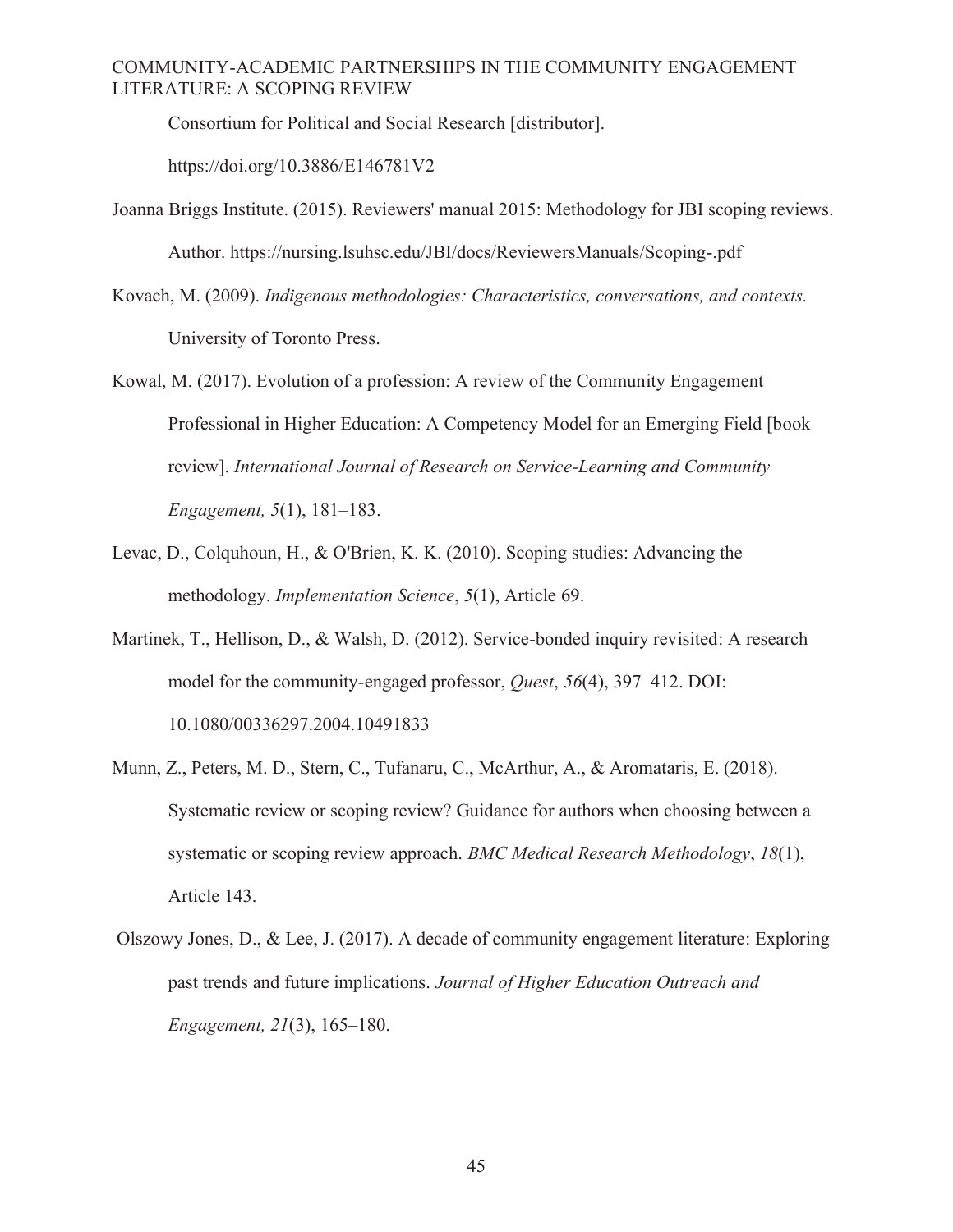Consortium for Political and Social Research [distributor]. https://doi.org/10.3886/E146781V2

Joanna Briggs Institute. (2015). Reviewers' manual 2015: Methodology for JBI scoping reviews. Author. https://nursing.lsuhsc.edu/JBI/docs/ReviewersManuals/Scoping-.pdf

Kovach, M. (2009). *Indigenous methodologies: Characteristics, conversations, and contexts.* University of Toronto Press.

Kowal, M. (2017). Evolution of a profession: A review of the Community Engagement Professional in Higher Education: A Competency Model for an Emerging Field [book review]. *International Journal of Research on Service-Learning and Community Engagement, 5*(1), 181–183.

Levac, D., Colquhoun, H., & O'Brien, K. K. (2010). Scoping studies: Advancing the methodology. *Implementation Science*, *5*(1), Article 69.

Martinek, T., Hellison, D., & Walsh, D. (2012). Service-bonded inquiry revisited: A research model for the community-engaged professor, *Quest*, *56*(4), 397–412. DOI: 10.1080/00336297.2004.10491833

Munn, Z., Peters, M. D., Stern, C., Tufanaru, C., McArthur, A., & Aromataris, E. (2018). Systematic review or scoping review? Guidance for authors when choosing between a systematic or scoping review approach. *BMC Medical Research Methodology*, *18*(1), Article 143.

Olszowy Jones, D., & Lee, J. (2017). A decade of community engagement literature: Exploring past trends and future implications. *Journal of Higher Education Outreach and Engagement, 21*(3), 165–180.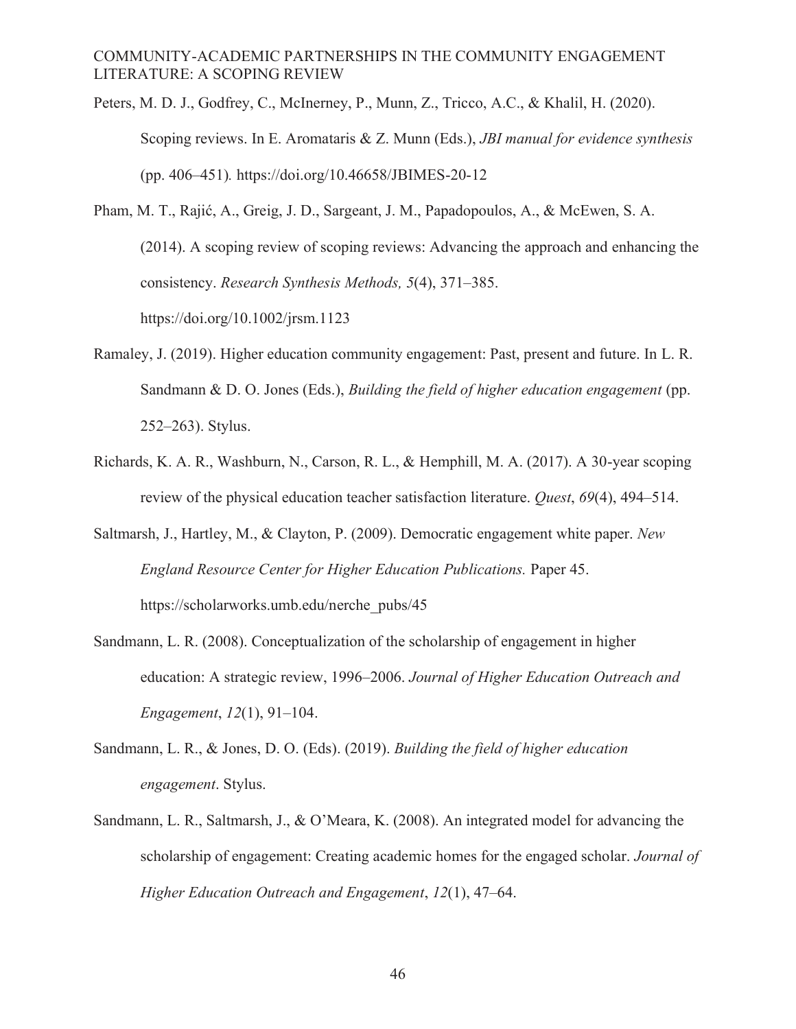Peters, M. D. J., Godfrey, C., McInerney, P., Munn, Z., Tricco, A.C., & Khalil, H. (2020). Scoping reviews. In E. Aromataris & Z. Munn (Eds.), *JBI manual for evidence synthesis* (pp. 406–451)*.* https://doi.org/10.46658/JBIMES-20-12

Pham, M. T., Rajić, A., Greig, J. D., Sargeant, J. M., Papadopoulos, A., & McEwen, S. A. (2014). A scoping review of scoping reviews: Advancing the approach and enhancing the consistency. *Research Synthesis Methods, 5*(4), 371–385. https://doi.org/10.1002/jrsm.1123

Ramaley, J. (2019). Higher education community engagement: Past, present and future. In L. R. Sandmann & D. O. Jones (Eds.), *Building the field of higher education engagement* (pp. 252–263). Stylus.

Richards, K. A. R., Washburn, N., Carson, R. L., & Hemphill, M. A. (2017). A 30-year scoping review of the physical education teacher satisfaction literature. *Quest*, *69*(4), 494–514.

Saltmarsh, J., Hartley, M., & Clayton, P. (2009). Democratic engagement white paper. *New England Resource Center for Higher Education Publications.* Paper 45. https://scholarworks.umb.edu/nerche_pubs/45

Sandmann, L. R. (2008). Conceptualization of the scholarship of engagement in higher education: A strategic review, 1996–2006. *Journal of Higher Education Outreach and Engagement*, *12*(1), 91–104.

Sandmann, L. R., & Jones, D. O. (Eds). (2019). *Building the field of higher education engagement*. Stylus.

Sandmann, L. R., Saltmarsh, J., & O'Meara, K. (2008). An integrated model for advancing the scholarship of engagement: Creating academic homes for the engaged scholar. *Journal of Higher Education Outreach and Engagement*, *12*(1), 47–64.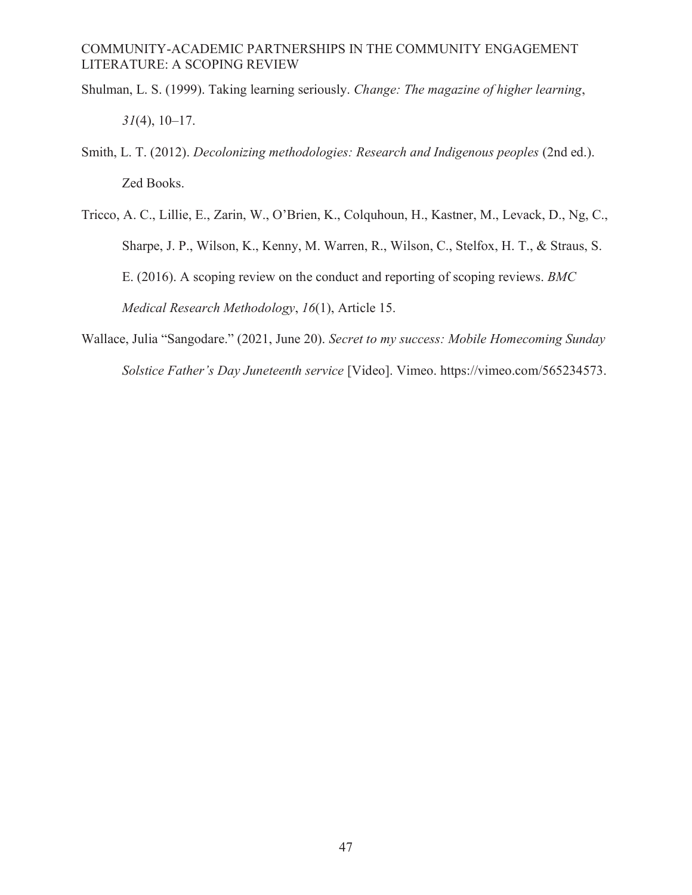Shulman, L. S. (1999). Taking learning seriously. *Change: The magazine of higher learning*, *31*(4), 10–17.

Smith, L. T. (2012). *Decolonizing methodologies: Research and Indigenous peoples* (2nd ed.). Zed Books.

Tricco, A. C., Lillie, E., Zarin, W., O'Brien, K., Colquhoun, H., Kastner, M., Levack, D., Ng, C., Sharpe, J. P., Wilson, K., Kenny, M. Warren, R., Wilson, C., Stelfox, H. T., & Straus, S. E. (2016). A scoping review on the conduct and reporting of scoping reviews. *BMC Medical Research Methodology*, *16*(1), Article 15.

Wallace, Julia "Sangodare." (2021, June 20). *Secret to my success: Mobile Homecoming Sunday Solstice Father's Day Juneteenth service* [Video]. Vimeo. https://vimeo.com/565234573.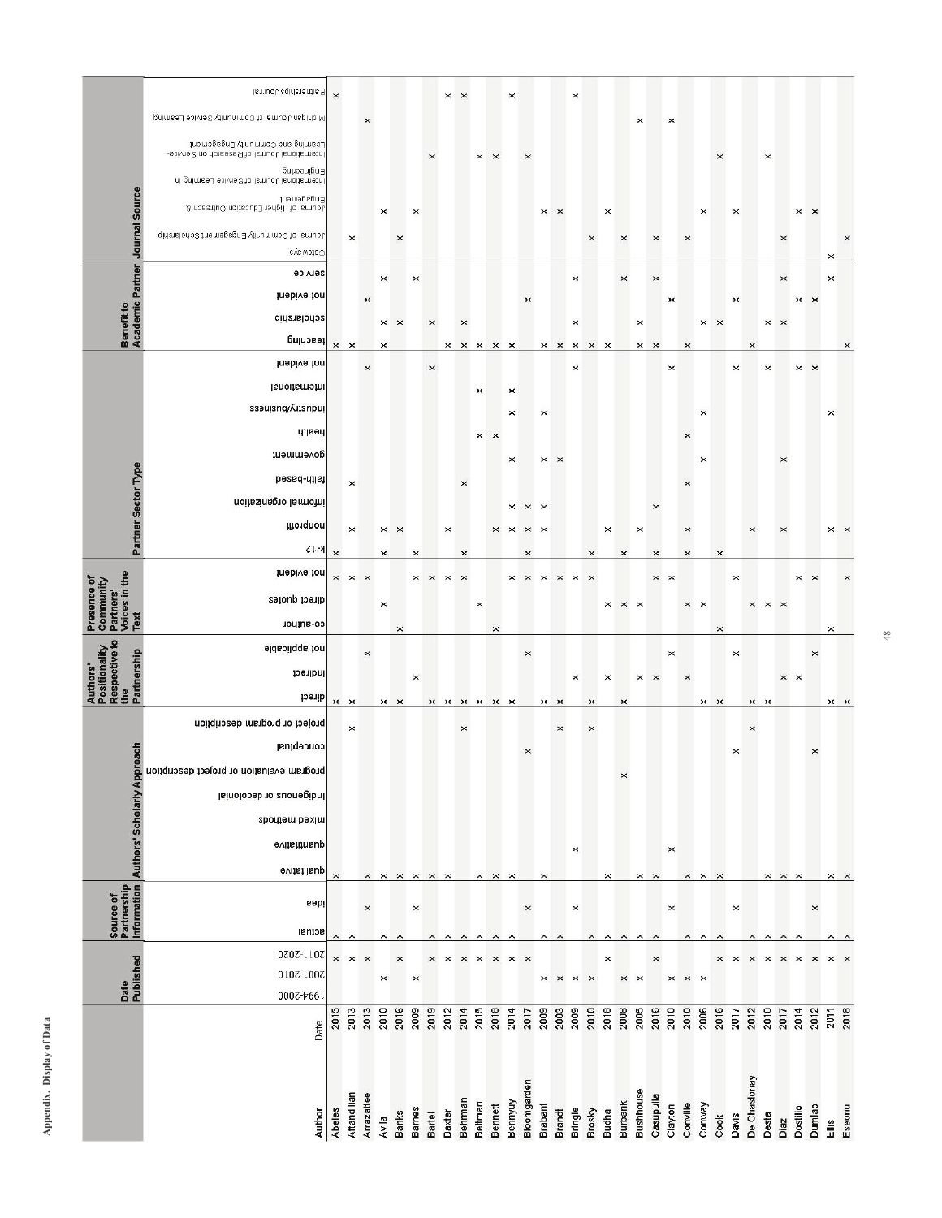**Appendix. Display of Data**

| Author | Date | Date Published | | | Source of Partnership Information | | Authors' Scholarly Approach | | | | | | | Authors' Positionality Respective to the Partnership | | | Presence of Community Partners' Voices in the Text | | | Partner Sector Type | | | | | | | | | Benefit to Academic Partner | | | | Journal Source | | | | | | |
|---|---|---|---|---|---|---|---|---|---|---|---|---|---|---|---|---|---|---|---|---|---|---|---|---|---|---|---|---|---|---|---|---|---|---|---|---|---|---|---|
| | | 1994-2000 | 2001-2010 | 2011-2020 | actual | idea | qualitative | quantitative | mixed methods | Indigenous or decolonial | program evaluation or project description | conceptual | project or program description | direct | indirect | not applicable | co-author | direct quotes | not evident | k-12 | nonprofit | informal organization | faith-based | government | health | industry/business | international | not evident | teaching | scholarship | not evident | service | Gateways | Journal of Community Engagement Scholarship | Journal of Higher Education Outreach & Engagement | International Journal of Service Learning in Engineering | International Journal of Research on Service-Learning and Community Engagement | Michigan Journal of Community Service Learning | Partnerships Journal |
| Abeles | 2015 | | | x | x | | x | | | | | | | x | | | | | x | x | | | | | | | | | x | | | | | | | | | | x |
| Aftandilian | 2013 | | | x | x | | | | | | | | x | x | | | | | x | | x | | x | | | | | | x | | | | | x | | | | | |
| Arrazattee | 2013 | | | x | | x | x | | | | | | | | | x | | | x | | | | | | | | | x | | | x | | | | | | | x | |
| Avila | 2010 | | x | | x | | x | | | | | | | x | | | | x | | x | x | | | | | | | | x | x | | x | | | x | | | | |
| Banks | 2016 | | | x | x | | x | | | | | | | x | | | x | | | | x | | | | | | | | | x | | | | x | | | | | |
| Barnes | 2009 | | x | | | x | x | | | | | | | | x | | | | x | x | | | | | | | | | | | | x | | | x | | | | |
| Bartel | 2019 | | | x | x | | x | | | | | | | x | | | | | x | | | | | | | | | x | | x | | | | | | | x | | |
| Baxter | 2012 | | | x | x | | x | | | | | | | x | | | | | x | | x | | | | | | | | x | | | | | | | | | | x |
| Behrman | 2014 | | | x | x | | | | | | | | x | x | | | | | x | x | | | x | | | | | | x | x | | | | | | | | | x |
| Bellman | 2015 | | | x | x | | x | | | | | | | x | | | | x | | | | | | | x | | x | | x | | | | | | | | x | | |
| Bennett | 2018 | | | x | x | | x | | | | | | | x | | | x | | | | x | | | | x | | | | x | | | | | | | | x | | |
| Berinyuy | 2014 | | | x | x | | x | | | | | | | x | | | | | x | | x | x | | x | | x | x | | x | | | | | | | | | | x |
| Bloomgarden | 2017 | | | x | | x | | | | | | x | | | | x | | | x | x | x | x | | | | | | | | | x | | | | | | x | | |
| Brabant | 2009 | | x | | x | | x | | | | | | | x | | | | | x | | x | x | | x | | x | | | x | | | | | | x | | | | |
| Brandt | 2003 | | x | | x | | | | | | | | x | x | | | | | x | | | | | x | | | | | x | | | | | | x | | | | |
| Bringle | 2009 | | x | | | x | | x | | | | | | | x | | | | x | | | | | | | | | x | x | x | | x | | | | | | | x |
| Brosky | 2010 | | x | | x | | | | | | | | x | x | | | | | x | x | | | | | | | | | x | | | | | x | | | | | |
| Budhai | 2018 | | | x | x | | x | | | | | | | | x | | | x | | | x | | | | | | | | x | | | | | | x | | | | |
| Burbank | 2008 | | x | | x | | | | | | x | | | x | | | | x | | x | | | | | | | | | | | | x | | x | | | | | |
| Bushhouse | 2005 | | x | | x | | x | | | | | | | | x | | | x | | | x | | | | | | | | x | x | | | | | | | | x | |
| Casapulla | 2016 | | | x | x | | x | | | | | | | | x | | | | x | x | | x | | | | | | | x | | | x | | x | | | | | |
| Clayton | 2010 | | x | | | x | | x | | | | | | | | x | | | x | | | | | | | | | x | | | x | | | | | | | x | |
| Conville | 2010 | | x | | x | | x | | | | | | | | x | | | x | | x | x | | x | | x | | | | x | | | | | x | | | | | |
| Conway | 2006 | | x | | x | | x | | | | | | | x | | | | x | | | | | | x | | x | | | | x | | | | | x | | | | |
| Cook | 2016 | | | x | x | | x | | | | | | | x | | | x | | | x | | | | | | | | | | x | | | | | | | x | | |
| Davis | 2017 | | | x | | x | | | | | | x | | | | x | | | x | | | | | | | | | x | | | x | | | | x | | | | |
| De Chastonay | 2012 | | | x | x | | | | | | | | x | x | | | | x | | | x | | | | | | | | x | | | | | | | | | | |
| Desta | 2018 | | | x | x | | x | | | | | | | x | | | | x | | | | | | | | | | x | | x | | | | | | | x | | |
| Diaz | 2017 | | | x | x | | x | | | | | | | | x | | | x | | | x | | | x | | | | | | x | | x | | x | | | | | |
| Dostilio | 2014 | | | x | x | | x | | | | | | | | x | | | | x | | | | | | | | | x | | | x | | | | x | | | | |
| Dumlao | 2012 | | | x | | x | | | | | | x | | | | x | | | x | | | | | | | | | x | | | x | | | | x | | | | |
| Ellis | 2011 | | | x | x | | x | | | | | | | x | | | x | | | | x | | | | | x | | | | | | x | x | | | | | | |
| Eseonu | 2018 | | | x | x | | x | | | | | | | x | | | | | x | | x | | | | | | | | x | | | | | x | | | | | |